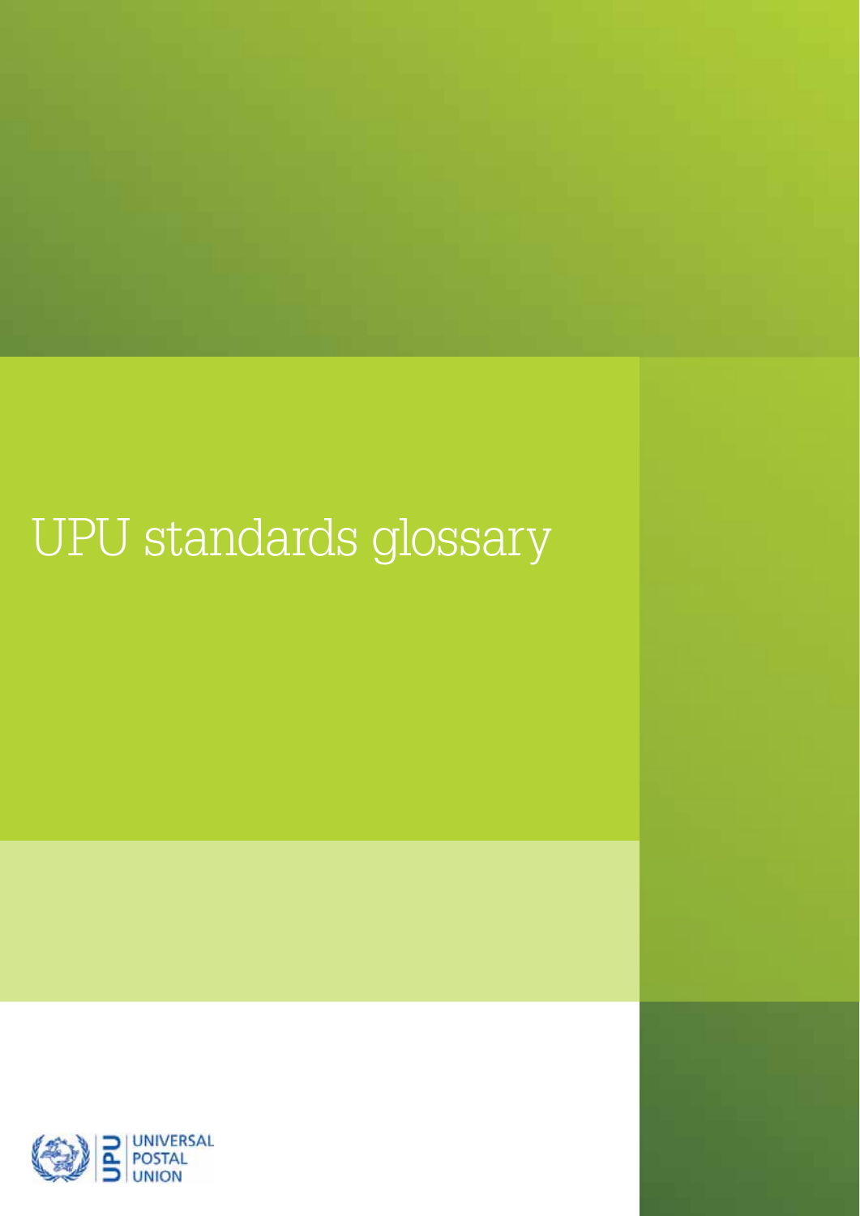# UPU standards glossary

UNIVERSAL POSTAL UNION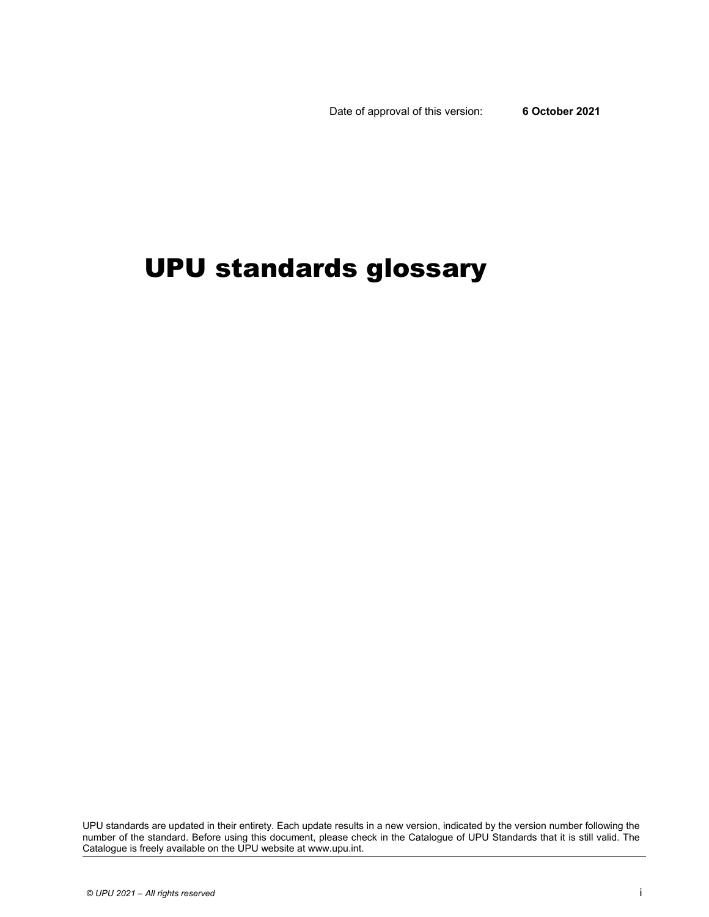Date of approval of this version: **6 October 2021**

# UPU standards glossary

UPU standards are updated in their entirety. Each update results in a new version, indicated by the version number following the number of the standard. Before using this document, please check in the Catalogue of UPU Standards that it is still valid. The Catalogue is freely available on the UPU website at www.upu.int.

*© UPU 2021 – All rights reserved*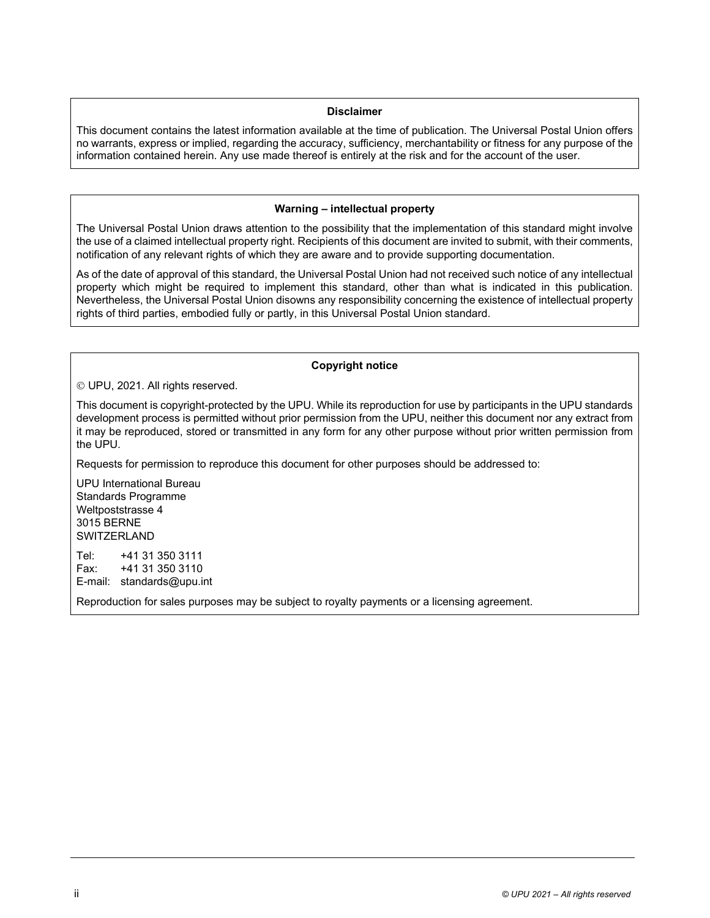**Disclaimer**

This document contains the latest information available at the time of publication. The Universal Postal Union offers no warrants, express or implied, regarding the accuracy, sufficiency, merchantability or fitness for any purpose of the information contained herein. Any use made thereof is entirely at the risk and for the account of the user.

**Warning – intellectual property**

The Universal Postal Union draws attention to the possibility that the implementation of this standard might involve the use of a claimed intellectual property right. Recipients of this document are invited to submit, with their comments, notification of any relevant rights of which they are aware and to provide supporting documentation.

As of the date of approval of this standard, the Universal Postal Union had not received such notice of any intellectual property which might be required to implement this standard, other than what is indicated in this publication. Nevertheless, the Universal Postal Union disowns any responsibility concerning the existence of intellectual property rights of third parties, embodied fully or partly, in this Universal Postal Union standard.

**Copyright notice**

© UPU, 2021. All rights reserved.

This document is copyright-protected by the UPU. While its reproduction for use by participants in the UPU standards development process is permitted without prior permission from the UPU, neither this document nor any extract from it may be reproduced, stored or transmitted in any form for any other purpose without prior written permission from the UPU.

Requests for permission to reproduce this document for other purposes should be addressed to:

UPU International Bureau
Standards Programme
Weltpoststrasse 4
3015 BERNE
SWITZERLAND

Tel: +41 31 350 3111
Fax: +41 31 350 3110
E-mail: standards@upu.int

Reproduction for sales purposes may be subject to royalty payments or a licensing agreement.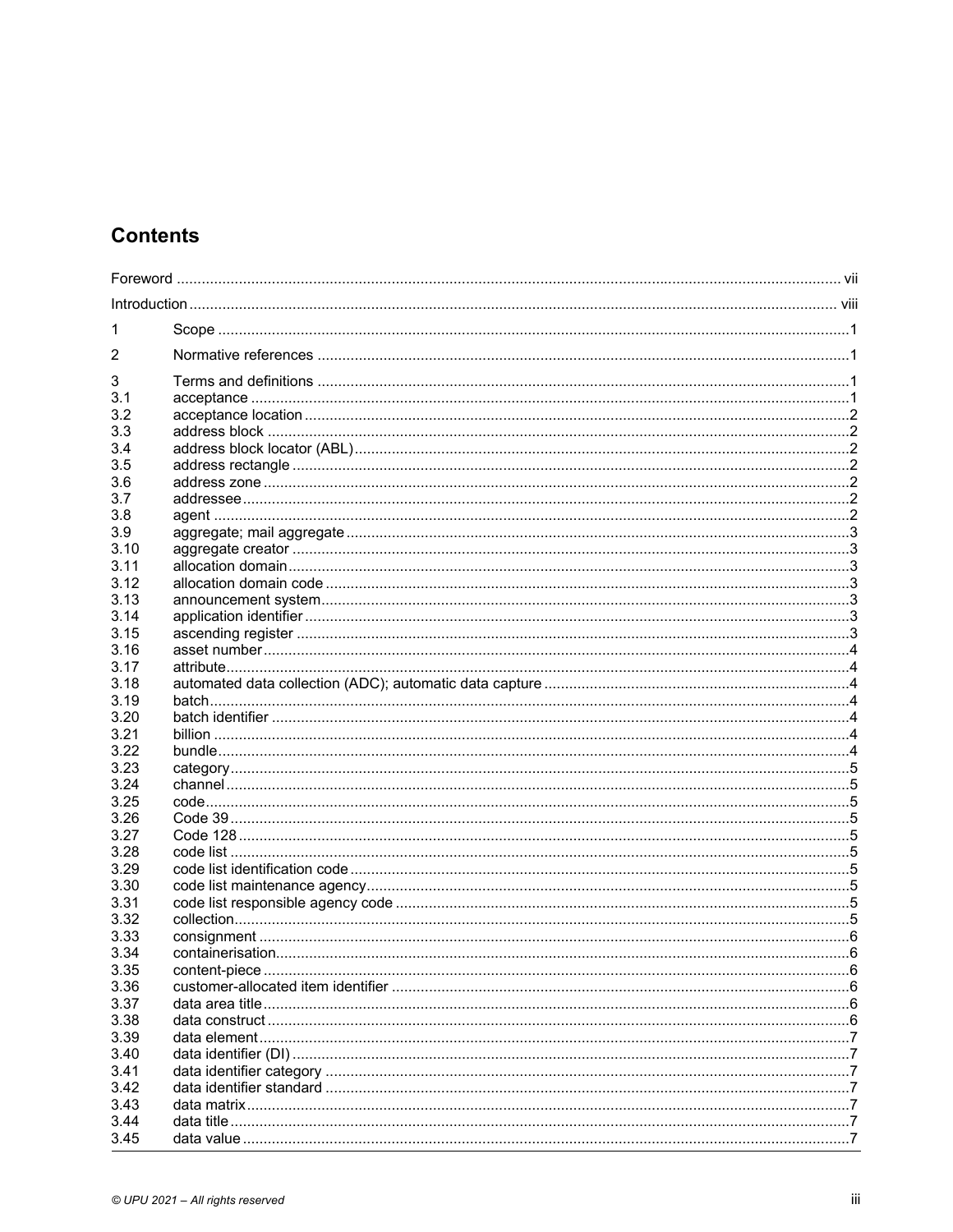## Contents

| | | |
|---|---|---|
| | Foreword | vii |
| | Introduction | viii |
| 1 | Scope | 1 |
| 2 | Normative references | 1 |
| 3 | Terms and definitions | 1 |
| 3.1 | acceptance | 1 |
| 3.2 | acceptance location | 2 |
| 3.3 | address block | 2 |
| 3.4 | address block locator (ABL) | 2 |
| 3.5 | address rectangle | 2 |
| 3.6 | address zone | 2 |
| 3.7 | addressee | 2 |
| 3.8 | agent | 2 |
| 3.9 | aggregate; mail aggregate | 3 |
| 3.10 | aggregate creator | 3 |
| 3.11 | allocation domain | 3 |
| 3.12 | allocation domain code | 3 |
| 3.13 | announcement system | 3 |
| 3.14 | application identifier | 3 |
| 3.15 | ascending register | 3 |
| 3.16 | asset number | 4 |
| 3.17 | attribute | 4 |
| 3.18 | automated data collection (ADC); automatic data capture | 4 |
| 3.19 | batch | 4 |
| 3.20 | batch identifier | 4 |
| 3.21 | billion | 4 |
| 3.22 | bundle | 4 |
| 3.23 | category | 5 |
| 3.24 | channel | 5 |
| 3.25 | code | 5 |
| 3.26 | Code 39 | 5 |
| 3.27 | Code 128 | 5 |
| 3.28 | code list | 5 |
| 3.29 | code list identification code | 5 |
| 3.30 | code list maintenance agency | 5 |
| 3.31 | code list responsible agency code | 5 |
| 3.32 | collection | 5 |
| 3.33 | consignment | 6 |
| 3.34 | containerisation | 6 |
| 3.35 | content-piece | 6 |
| 3.36 | customer-allocated item identifier | 6 |
| 3.37 | data area title | 6 |
| 3.38 | data construct | 6 |
| 3.39 | data element | 7 |
| 3.40 | data identifier (DI) | 7 |
| 3.41 | data identifier category | 7 |
| 3.42 | data identifier standard | 7 |
| 3.43 | data matrix | 7 |
| 3.44 | data title | 7 |
| 3.45 | data value | 7 |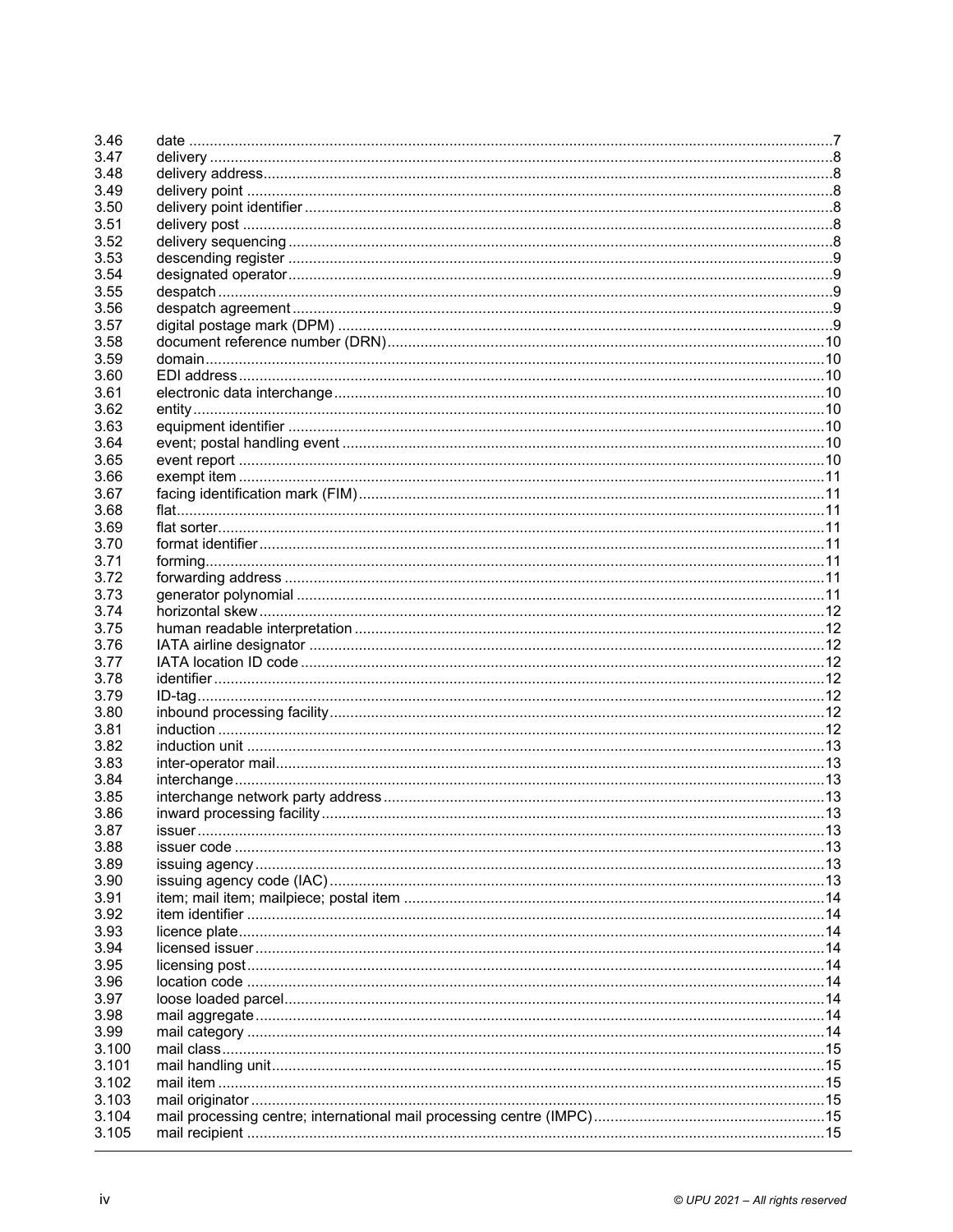| | | |
|---|---|---|
| 3.46 | date | 7 |
| 3.47 | delivery | 8 |
| 3.48 | delivery address | 8 |
| 3.49 | delivery point | 8 |
| 3.50 | delivery point identifier | 8 |
| 3.51 | delivery post | 8 |
| 3.52 | delivery sequencing | 8 |
| 3.53 | descending register | 9 |
| 3.54 | designated operator | 9 |
| 3.55 | despatch | 9 |
| 3.56 | despatch agreement | 9 |
| 3.57 | digital postage mark (DPM) | 9 |
| 3.58 | document reference number (DRN) | 10 |
| 3.59 | domain | 10 |
| 3.60 | EDI address | 10 |
| 3.61 | electronic data interchange | 10 |
| 3.62 | entity | 10 |
| 3.63 | equipment identifier | 10 |
| 3.64 | event; postal handling event | 10 |
| 3.65 | event report | 10 |
| 3.66 | exempt item | 11 |
| 3.67 | facing identification mark (FIM) | 11 |
| 3.68 | flat | 11 |
| 3.69 | flat sorter | 11 |
| 3.70 | format identifier | 11 |
| 3.71 | forming | 11 |
| 3.72 | forwarding address | 11 |
| 3.73 | generator polynomial | 11 |
| 3.74 | horizontal skew | 12 |
| 3.75 | human readable interpretation | 12 |
| 3.76 | IATA airline designator | 12 |
| 3.77 | IATA location ID code | 12 |
| 3.78 | identifier | 12 |
| 3.79 | ID-tag | 12 |
| 3.80 | inbound processing facility | 12 |
| 3.81 | induction | 12 |
| 3.82 | induction unit | 13 |
| 3.83 | inter-operator mail | 13 |
| 3.84 | interchange | 13 |
| 3.85 | interchange network party address | 13 |
| 3.86 | inward processing facility | 13 |
| 3.87 | issuer | 13 |
| 3.88 | issuer code | 13 |
| 3.89 | issuing agency | 13 |
| 3.90 | issuing agency code (IAC) | 13 |
| 3.91 | item; mail item; mailpiece; postal item | 14 |
| 3.92 | item identifier | 14 |
| 3.93 | licence plate | 14 |
| 3.94 | licensed issuer | 14 |
| 3.95 | licensing post | 14 |
| 3.96 | location code | 14 |
| 3.97 | loose loaded parcel | 14 |
| 3.98 | mail aggregate | 14 |
| 3.99 | mail category | 14 |
| 3.100 | mail class | 15 |
| 3.101 | mail handling unit | 15 |
| 3.102 | mail item | 15 |
| 3.103 | mail originator | 15 |
| 3.104 | mail processing centre; international mail processing centre (IMPC) | 15 |
| 3.105 | mail recipient | 15 |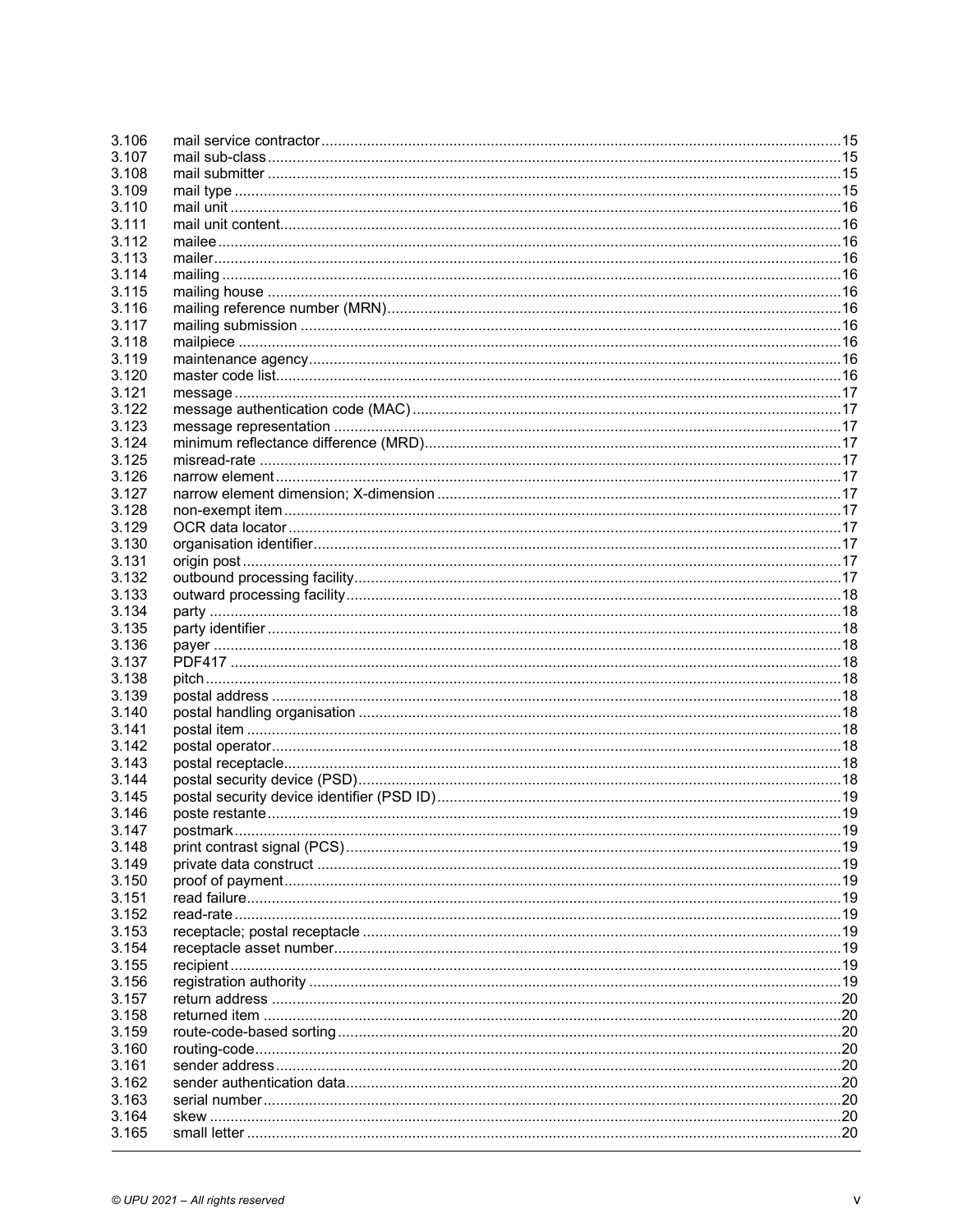| | | |
|---|---|---|
| 3.106 | mail service contractor | 15 |
| 3.107 | mail sub-class | 15 |
| 3.108 | mail submitter | 15 |
| 3.109 | mail type | 15 |
| 3.110 | mail unit | 16 |
| 3.111 | mail unit content | 16 |
| 3.112 | mailee | 16 |
| 3.113 | mailer | 16 |
| 3.114 | mailing | 16 |
| 3.115 | mailing house | 16 |
| 3.116 | mailing reference number (MRN) | 16 |
| 3.117 | mailing submission | 16 |
| 3.118 | mailpiece | 16 |
| 3.119 | maintenance agency | 16 |
| 3.120 | master code list | 16 |
| 3.121 | message | 17 |
| 3.122 | message authentication code (MAC) | 17 |
| 3.123 | message representation | 17 |
| 3.124 | minimum reflectance difference (MRD) | 17 |
| 3.125 | misread-rate | 17 |
| 3.126 | narrow element | 17 |
| 3.127 | narrow element dimension; X-dimension | 17 |
| 3.128 | non-exempt item | 17 |
| 3.129 | OCR data locator | 17 |
| 3.130 | organisation identifier | 17 |
| 3.131 | origin post | 17 |
| 3.132 | outbound processing facility | 17 |
| 3.133 | outward processing facility | 18 |
| 3.134 | party | 18 |
| 3.135 | party identifier | 18 |
| 3.136 | payer | 18 |
| 3.137 | PDF417 | 18 |
| 3.138 | pitch | 18 |
| 3.139 | postal address | 18 |
| 3.140 | postal handling organisation | 18 |
| 3.141 | postal item | 18 |
| 3.142 | postal operator | 18 |
| 3.143 | postal receptacle | 18 |
| 3.144 | postal security device (PSD) | 18 |
| 3.145 | postal security device identifier (PSD ID) | 19 |
| 3.146 | poste restante | 19 |
| 3.147 | postmark | 19 |
| 3.148 | print contrast signal (PCS) | 19 |
| 3.149 | private data construct | 19 |
| 3.150 | proof of payment | 19 |
| 3.151 | read failure | 19 |
| 3.152 | read-rate | 19 |
| 3.153 | receptacle; postal receptacle | 19 |
| 3.154 | receptacle asset number | 19 |
| 3.155 | recipient | 19 |
| 3.156 | registration authority | 19 |
| 3.157 | return address | 20 |
| 3.158 | returned item | 20 |
| 3.159 | route-code-based sorting | 20 |
| 3.160 | routing-code | 20 |
| 3.161 | sender address | 20 |
| 3.162 | sender authentication data | 20 |
| 3.163 | serial number | 20 |
| 3.164 | skew | 20 |
| 3.165 | small letter | 20 |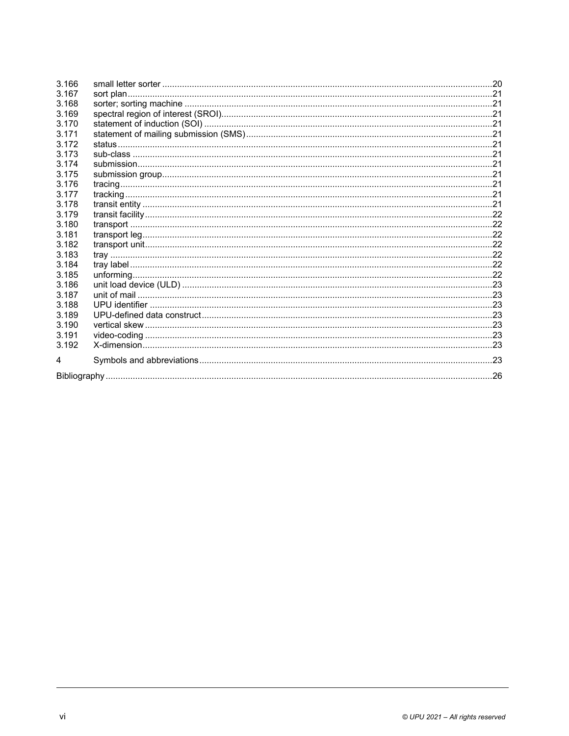3.166 small letter sorter ....................................................................................................................................20
3.167 sort plan..................................................................................................................................................21
3.168 sorter; sorting machine ...........................................................................................................................21
3.169 spectral region of interest (SROI)............................................................................................................21
3.170 statement of induction (SOI) ...................................................................................................................21
3.171 statement of mailing submission (SMS)..................................................................................................21
3.172 status......................................................................................................................................................21
3.173 sub-class ................................................................................................................................................21
3.174 submission..............................................................................................................................................21
3.175 submission group....................................................................................................................................21
3.176 tracing.....................................................................................................................................................21
3.177 tracking...................................................................................................................................................21
3.178 transit entity ............................................................................................................................................21
3.179 transit facility...........................................................................................................................................22
3.180 transport .................................................................................................................................................22
3.181 transport leg............................................................................................................................................22
3.182 transport unit...........................................................................................................................................22
3.183 tray .........................................................................................................................................................22
3.184 tray label .................................................................................................................................................22
3.185 unforming................................................................................................................................................22
3.186 unit load device (ULD) ............................................................................................................................23
3.187 unit of mail ..............................................................................................................................................23
3.188 UPU identifier .........................................................................................................................................23
3.189 UPU-defined data construct....................................................................................................................23
3.190 vertical skew ...........................................................................................................................................23
3.191 video-coding ...........................................................................................................................................23
3.192 X-dimension............................................................................................................................................23

4 Symbols and abbreviations.....................................................................................................................23

Bibliography ..........................................................................................................................................................26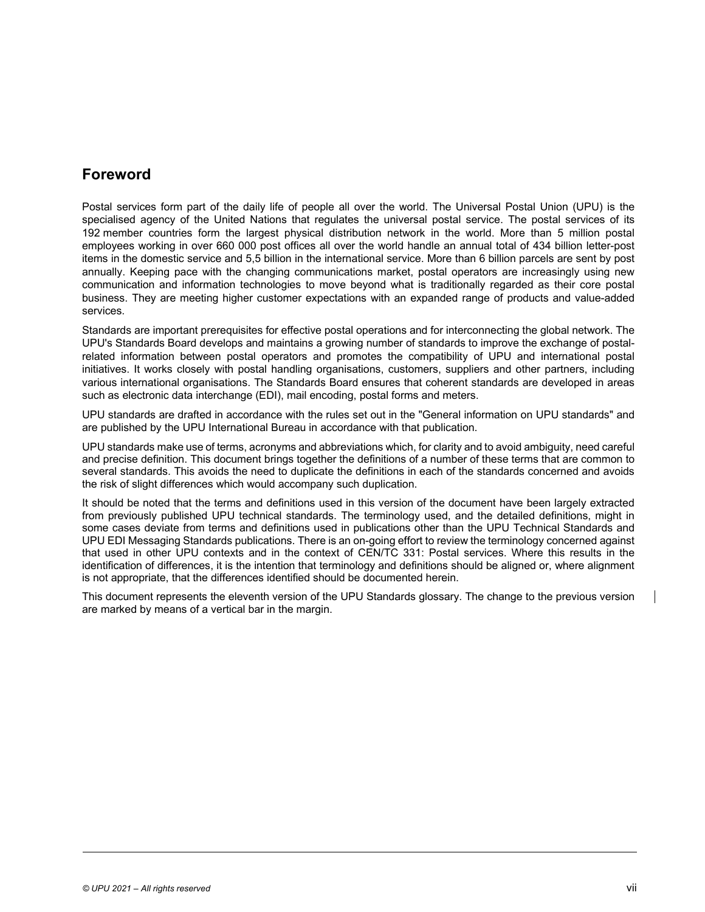## Foreword

Postal services form part of the daily life of people all over the world. The Universal Postal Union (UPU) is the specialised agency of the United Nations that regulates the universal postal service. The postal services of its 192 member countries form the largest physical distribution network in the world. More than 5 million postal employees working in over 660 000 post offices all over the world handle an annual total of 434 billion letter-post items in the domestic service and 5,5 billion in the international service. More than 6 billion parcels are sent by post annually. Keeping pace with the changing communications market, postal operators are increasingly using new communication and information technologies to move beyond what is traditionally regarded as their core postal business. They are meeting higher customer expectations with an expanded range of products and value-added services.

Standards are important prerequisites for effective postal operations and for interconnecting the global network. The UPU's Standards Board develops and maintains a growing number of standards to improve the exchange of postal-related information between postal operators and promotes the compatibility of UPU and international postal initiatives. It works closely with postal handling organisations, customers, suppliers and other partners, including various international organisations. The Standards Board ensures that coherent standards are developed in areas such as electronic data interchange (EDI), mail encoding, postal forms and meters.

UPU standards are drafted in accordance with the rules set out in the "General information on UPU standards" and are published by the UPU International Bureau in accordance with that publication.

UPU standards make use of terms, acronyms and abbreviations which, for clarity and to avoid ambiguity, need careful and precise definition. This document brings together the definitions of a number of these terms that are common to several standards. This avoids the need to duplicate the definitions in each of the standards concerned and avoids the risk of slight differences which would accompany such duplication.

It should be noted that the terms and definitions used in this version of the document have been largely extracted from previously published UPU technical standards. The terminology used, and the detailed definitions, might in some cases deviate from terms and definitions used in publications other than the UPU Technical Standards and UPU EDI Messaging Standards publications. There is an on-going effort to review the terminology concerned against that used in other UPU contexts and in the context of CEN/TC 331: Postal services. Where this results in the identification of differences, it is the intention that terminology and definitions should be aligned or, where alignment is not appropriate, that the differences identified should be documented herein.

This document represents the eleventh version of the UPU Standards glossary. The change to the previous version are marked by means of a vertical bar in the margin.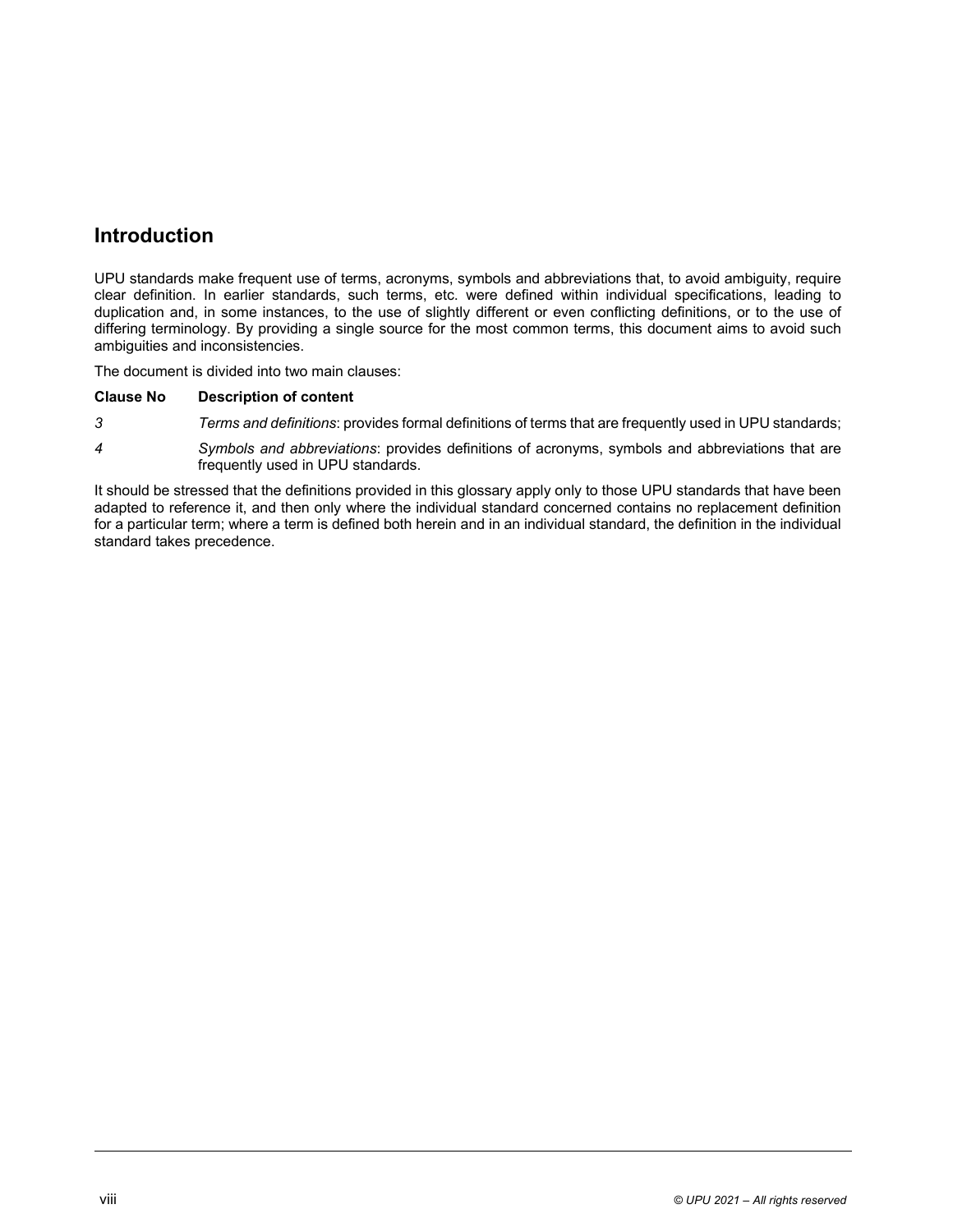## Introduction

UPU standards make frequent use of terms, acronyms, symbols and abbreviations that, to avoid ambiguity, require clear definition. In earlier standards, such terms, etc. were defined within individual specifications, leading to duplication and, in some instances, to the use of slightly different or even conflicting definitions, or to the use of differing terminology. By providing a single source for the most common terms, this document aims to avoid such ambiguities and inconsistencies.

The document is divided into two main clauses:

| Clause No | Description of content |
|---|---|
| *3* | *Terms and definitions*: provides formal definitions of terms that are frequently used in UPU standards; |
| *4* | *Symbols and abbreviations*: provides definitions of acronyms, symbols and abbreviations that are frequently used in UPU standards. |

It should be stressed that the definitions provided in this glossary apply only to those UPU standards that have been adapted to reference it, and then only where the individual standard concerned contains no replacement definition for a particular term; where a term is defined both herein and in an individual standard, the definition in the individual standard takes precedence.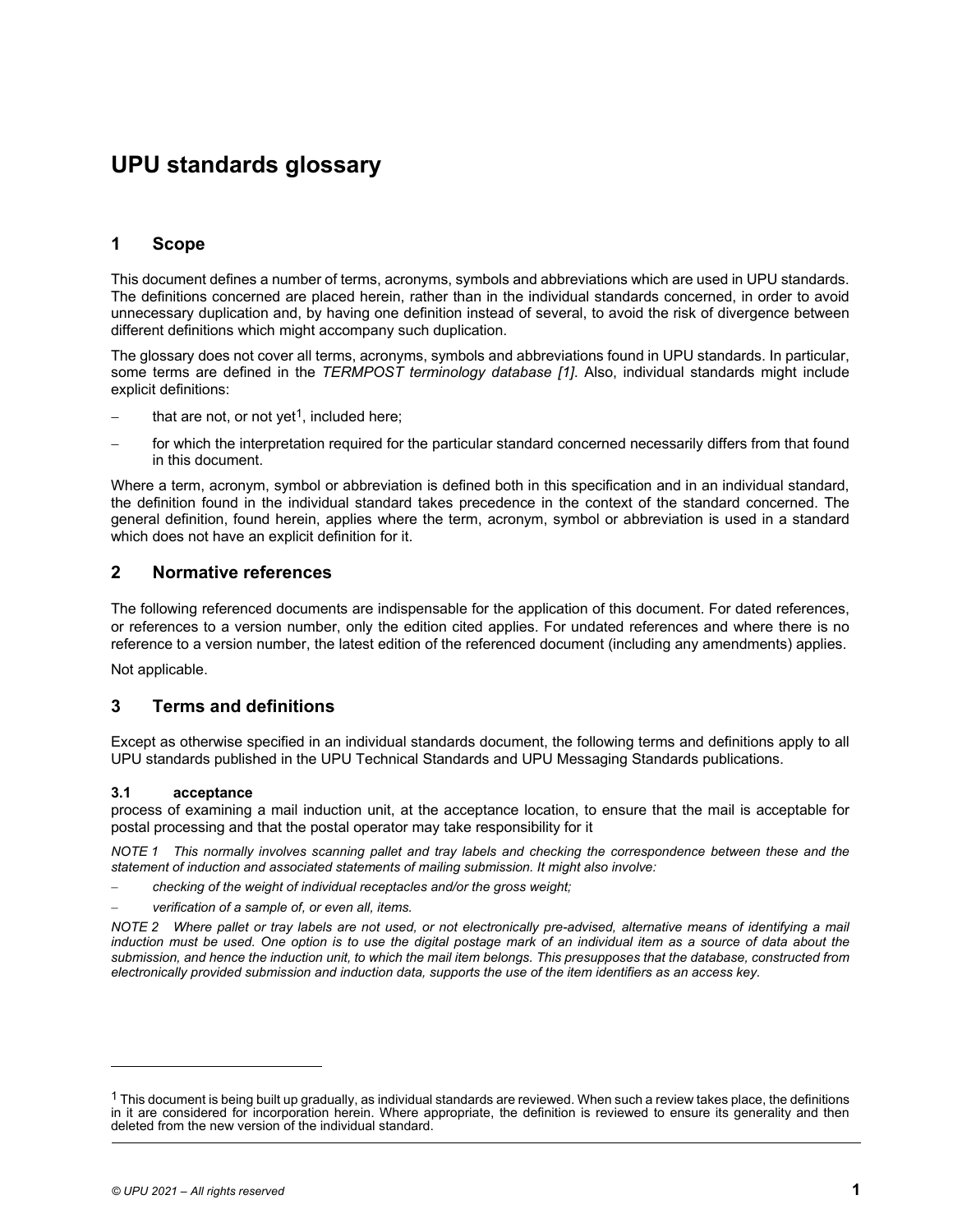# UPU standards glossary

## 1 Scope

This document defines a number of terms, acronyms, symbols and abbreviations which are used in UPU standards. The definitions concerned are placed herein, rather than in the individual standards concerned, in order to avoid unnecessary duplication and, by having one definition instead of several, to avoid the risk of divergence between different definitions which might accompany such duplication.

The glossary does not cover all terms, acronyms, symbols and abbreviations found in UPU standards. In particular, some terms are defined in the *TERMPOST terminology database [1]*. Also, individual standards might include explicit definitions:

- that are not, or not yet[1], included here;
- for which the interpretation required for the particular standard concerned necessarily differs from that found in this document.

Where a term, acronym, symbol or abbreviation is defined both in this specification and in an individual standard, the definition found in the individual standard takes precedence in the context of the standard concerned. The general definition, found herein, applies where the term, acronym, symbol or abbreviation is used in a standard which does not have an explicit definition for it.

## 2 Normative references

The following referenced documents are indispensable for the application of this document. For dated references, or references to a version number, only the edition cited applies. For undated references and where there is no reference to a version number, the latest edition of the referenced document (including any amendments) applies.

Not applicable.

## 3 Terms and definitions

Except as otherwise specified in an individual standards document, the following terms and definitions apply to all UPU standards published in the UPU Technical Standards and UPU Messaging Standards publications.

### 3.1 acceptance

process of examining a mail induction unit, at the acceptance location, to ensure that the mail is acceptable for postal processing and that the postal operator may take responsibility for it

*NOTE 1 This normally involves scanning pallet and tray labels and checking the correspondence between these and the statement of induction and associated statements of mailing submission. It might also involve:*

- *checking of the weight of individual receptacles and/or the gross weight;*
- *verification of a sample of, or even all, items.*

*NOTE 2 Where pallet or tray labels are not used, or not electronically pre-advised, alternative means of identifying a mail induction must be used. One option is to use the digital postage mark of an individual item as a source of data about the submission, and hence the induction unit, to which the mail item belongs. This presupposes that the database, constructed from electronically provided submission and induction data, supports the use of the item identifiers as an access key.*

---

[1] This document is being built up gradually, as individual standards are reviewed. When such a review takes place, the definitions in it are considered for incorporation herein. Where appropriate, the definition is reviewed to ensure its generality and then deleted from the new version of the individual standard.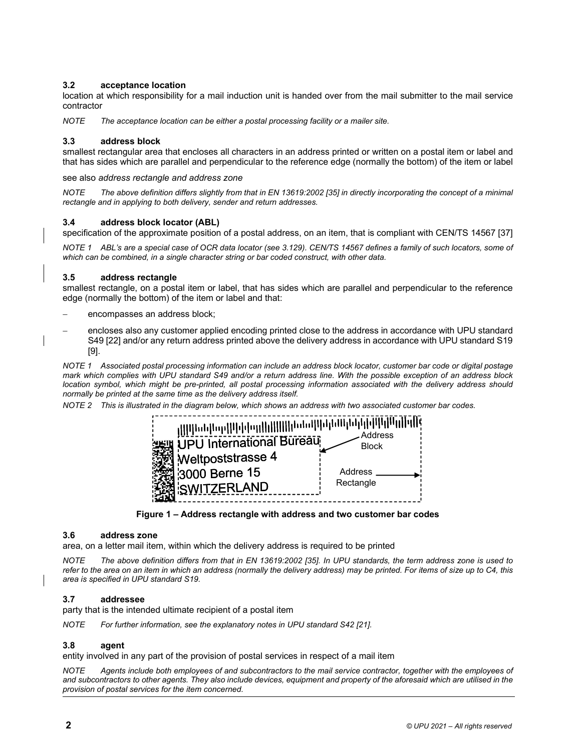### 3.2 acceptance location

location at which responsibility for a mail induction unit is handed over from the mail submitter to the mail service contractor

*NOTE The acceptance location can be either a postal processing facility or a mailer site.*

### 3.3 address block

smallest rectangular area that encloses all characters in an address printed or written on a postal item or label and that has sides which are parallel and perpendicular to the reference edge (normally the bottom) of the item or label

see also *address rectangle and address zone*

*NOTE The above definition differs slightly from that in EN 13619:2002 [35] in directly incorporating the concept of a minimal rectangle and in applying to both delivery, sender and return addresses.*

### 3.4 address block locator (ABL)

specification of the approximate position of a postal address, on an item, that is compliant with CEN/TS 14567 [37]

*NOTE 1 ABL's are a special case of OCR data locator (see 3.129). CEN/TS 14567 defines a family of such locators, some of which can be combined, in a single character string or bar coded construct, with other data.*

### 3.5 address rectangle

smallest rectangle, on a postal item or label, that has sides which are parallel and perpendicular to the reference edge (normally the bottom) of the item or label and that:

- encompasses an address block;
- encloses also any customer applied encoding printed close to the address in accordance with UPU standard S49 [22] and/or any return address printed above the delivery address in accordance with UPU standard S19 [9].

*NOTE 1 Associated postal processing information can include an address block locator, customer bar code or digital postage mark which complies with UPU standard S49 and/or a return address line. With the possible exception of an address block location symbol, which might be pre-printed, all postal processing information associated with the delivery address should normally be printed at the same time as the delivery address itself.*

*NOTE 2 This is illustrated in the diagram below, which shows an address with two associated customer bar codes.*

UPU International Bureau
Weltpoststrasse 4
3000 Berne 15
SWITZERLAND

Address Block

Address Rectangle

**Figure 1 – Address rectangle with address and two customer bar codes**

### 3.6 address zone

area, on a letter mail item, within which the delivery address is required to be printed

*NOTE The above definition differs from that in EN 13619:2002 [35]. In UPU standards, the term address zone is used to refer to the area on an item in which an address (normally the delivery address) may be printed. For items of size up to C4, this area is specified in UPU standard S19.*

### 3.7 addressee

party that is the intended ultimate recipient of a postal item

*NOTE For further information, see the explanatory notes in UPU standard S42 [21].*

### 3.8 agent

entity involved in any part of the provision of postal services in respect of a mail item

*NOTE Agents include both employees of and subcontractors to the mail service contractor, together with the employees of and subcontractors to other agents. They also include devices, equipment and property of the aforesaid which are utilised in the provision of postal services for the item concerned.*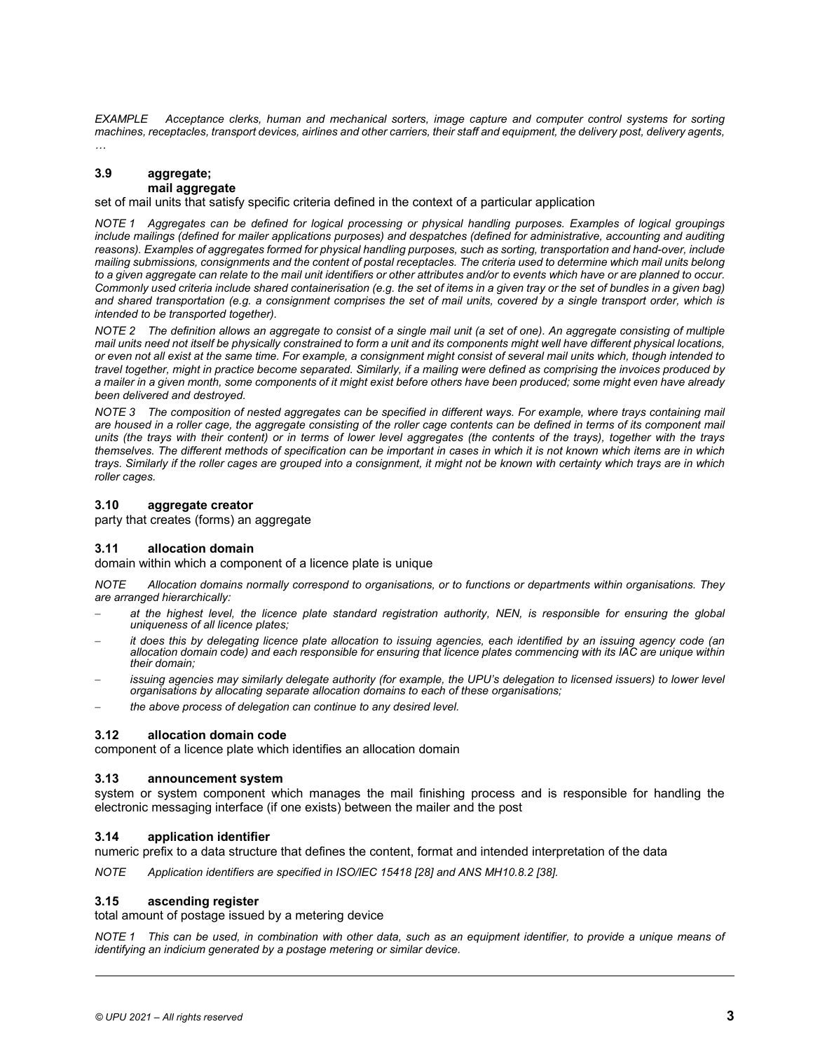*EXAMPLE Acceptance clerks, human and mechanical sorters, image capture and computer control systems for sorting machines, receptacles, transport devices, airlines and other carriers, their staff and equipment, the delivery post, delivery agents, …*

### 3.9 aggregate; mail aggregate

set of mail units that satisfy specific criteria defined in the context of a particular application

*NOTE 1 Aggregates can be defined for logical processing or physical handling purposes. Examples of logical groupings include mailings (defined for mailer applications purposes) and despatches (defined for administrative, accounting and auditing reasons). Examples of aggregates formed for physical handling purposes, such as sorting, transportation and hand-over, include mailing submissions, consignments and the content of postal receptacles. The criteria used to determine which mail units belong to a given aggregate can relate to the mail unit identifiers or other attributes and/or to events which have or are planned to occur. Commonly used criteria include shared containerisation (e.g. the set of items in a given tray or the set of bundles in a given bag) and shared transportation (e.g. a consignment comprises the set of mail units, covered by a single transport order, which is intended to be transported together).*

*NOTE 2 The definition allows an aggregate to consist of a single mail unit (a set of one). An aggregate consisting of multiple mail units need not itself be physically constrained to form a unit and its components might well have different physical locations, or even not all exist at the same time. For example, a consignment might consist of several mail units which, though intended to travel together, might in practice become separated. Similarly, if a mailing were defined as comprising the invoices produced by a mailer in a given month, some components of it might exist before others have been produced; some might even have already been delivered and destroyed.*

*NOTE 3 The composition of nested aggregates can be specified in different ways. For example, where trays containing mail are housed in a roller cage, the aggregate consisting of the roller cage contents can be defined in terms of its component mail units (the trays with their content) or in terms of lower level aggregates (the contents of the trays), together with the trays themselves. The different methods of specification can be important in cases in which it is not known which items are in which trays. Similarly if the roller cages are grouped into a consignment, it might not be known with certainty which trays are in which roller cages.*

### 3.10 aggregate creator

party that creates (forms) an aggregate

### 3.11 allocation domain

domain within which a component of a licence plate is unique

*NOTE Allocation domains normally correspond to organisations, or to functions or departments within organisations. They are arranged hierarchically:*

- *at the highest level, the licence plate standard registration authority, NEN, is responsible for ensuring the global uniqueness of all licence plates;*
- *it does this by delegating licence plate allocation to issuing agencies, each identified by an issuing agency code (an allocation domain code) and each responsible for ensuring that licence plates commencing with its IAC are unique within their domain;*
- *issuing agencies may similarly delegate authority (for example, the UPU's delegation to licensed issuers) to lower level organisations by allocating separate allocation domains to each of these organisations;*
- *the above process of delegation can continue to any desired level.*

### 3.12 allocation domain code

component of a licence plate which identifies an allocation domain

### 3.13 announcement system

system or system component which manages the mail finishing process and is responsible for handling the electronic messaging interface (if one exists) between the mailer and the post

### 3.14 application identifier

numeric prefix to a data structure that defines the content, format and intended interpretation of the data

*NOTE Application identifiers are specified in ISO/IEC 15418 [28] and ANS MH10.8.2 [38].*

### 3.15 ascending register

total amount of postage issued by a metering device

*NOTE 1 This can be used, in combination with other data, such as an equipment identifier, to provide a unique means of identifying an indicium generated by a postage metering or similar device.*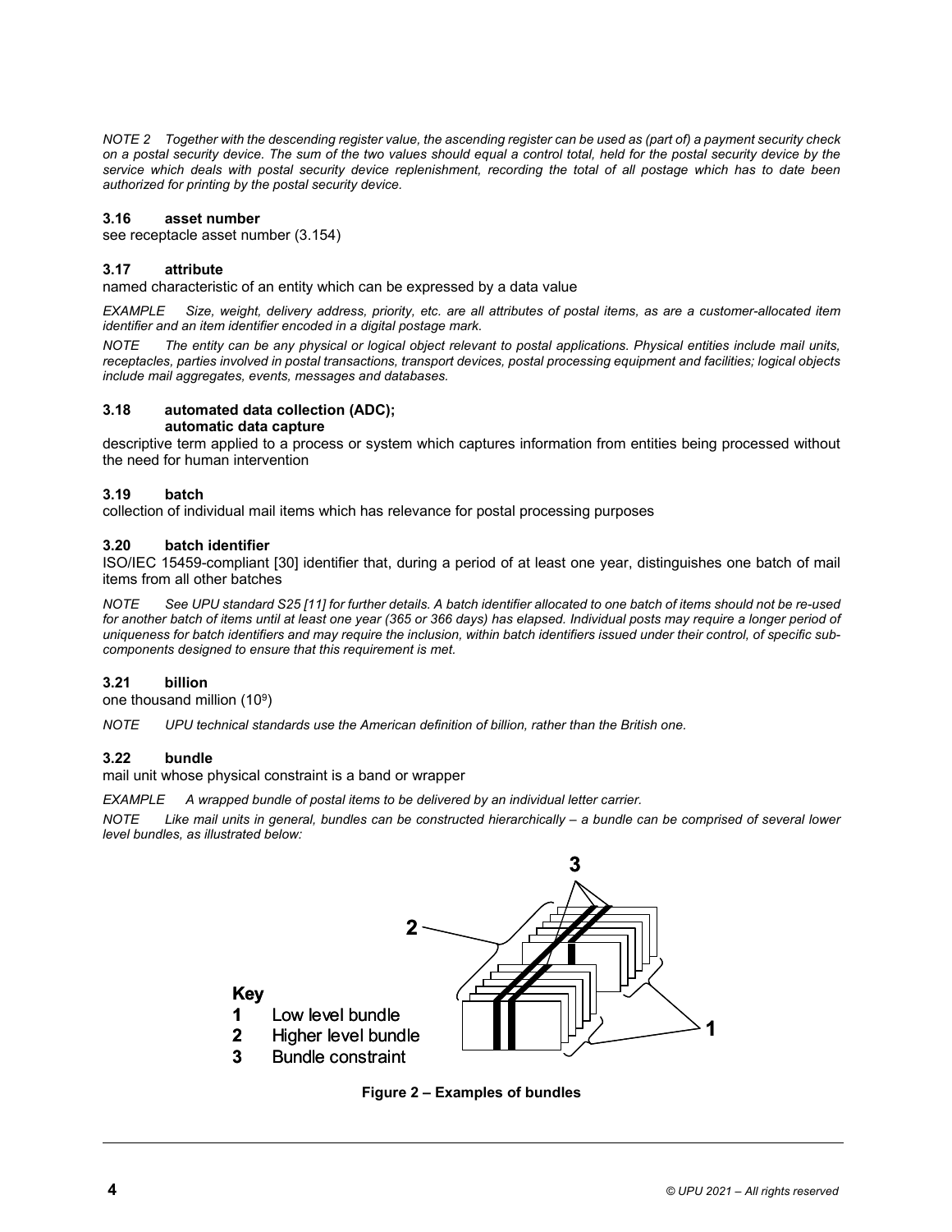*NOTE 2 Together with the descending register value, the ascending register can be used as (part of) a payment security check on a postal security device. The sum of the two values should equal a control total, held for the postal security device by the service which deals with postal security device replenishment, recording the total of all postage which has to date been authorized for printing by the postal security device.*

### 3.16 asset number

see receptacle asset number (3.154)

### 3.17 attribute

named characteristic of an entity which can be expressed by a data value

*EXAMPLE Size, weight, delivery address, priority, etc. are all attributes of postal items, as are a customer-allocated item identifier and an item identifier encoded in a digital postage mark.*

*NOTE The entity can be any physical or logical object relevant to postal applications. Physical entities include mail units, receptacles, parties involved in postal transactions, transport devices, postal processing equipment and facilities; logical objects include mail aggregates, events, messages and databases.*

### 3.18 automated data collection (ADC); automatic data capture

descriptive term applied to a process or system which captures information from entities being processed without the need for human intervention

### 3.19 batch

collection of individual mail items which has relevance for postal processing purposes

### 3.20 batch identifier

ISO/IEC 15459-compliant [30] identifier that, during a period of at least one year, distinguishes one batch of mail items from all other batches

*NOTE See UPU standard S25 [11] for further details. A batch identifier allocated to one batch of items should not be re-used for another batch of items until at least one year (365 or 366 days) has elapsed. Individual posts may require a longer period of uniqueness for batch identifiers and may require the inclusion, within batch identifiers issued under their control, of specific sub-components designed to ensure that this requirement is met.*

### 3.21 billion

one thousand million ($10^9$)

*NOTE UPU technical standards use the American definition of billion, rather than the British one.*

### 3.22 bundle

mail unit whose physical constraint is a band or wrapper

*EXAMPLE A wrapped bundle of postal items to be delivered by an individual letter carrier.*

*NOTE Like mail units in general, bundles can be constructed hierarchically – a bundle can be comprised of several lower level bundles, as illustrated below:*

**Key**

1 Low level bundle
2 Higher level bundle
3 Bundle constraint

**Figure 2 – Examples of bundles**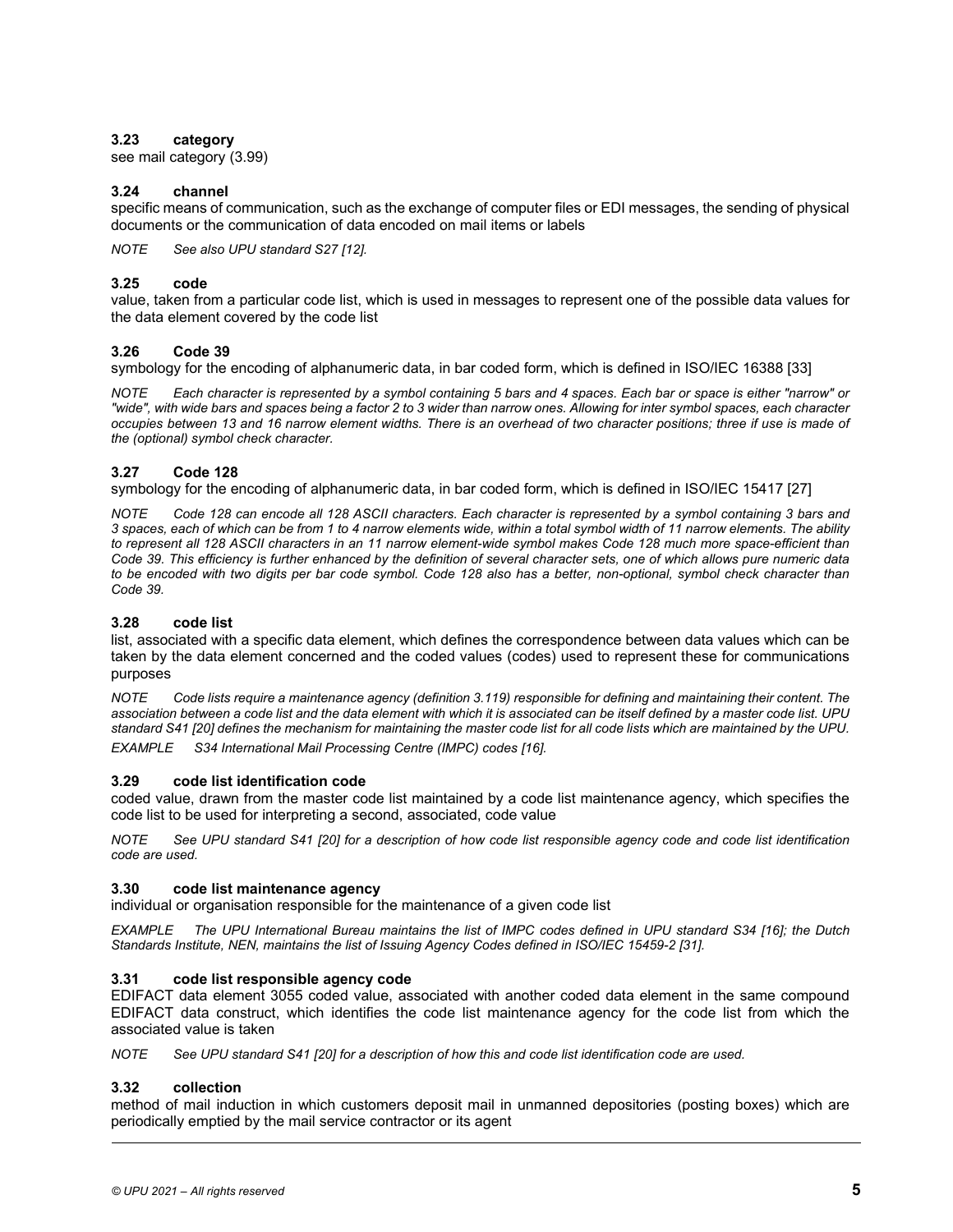### 3.23 category

see mail category (3.99)

### 3.24 channel

specific means of communication, such as the exchange of computer files or EDI messages, the sending of physical documents or the communication of data encoded on mail items or labels

*NOTE See also UPU standard S27 [12].*

### 3.25 code

value, taken from a particular code list, which is used in messages to represent one of the possible data values for the data element covered by the code list

### 3.26 Code 39

symbology for the encoding of alphanumeric data, in bar coded form, which is defined in ISO/IEC 16388 [33]

*NOTE Each character is represented by a symbol containing 5 bars and 4 spaces. Each bar or space is either "narrow" or "wide", with wide bars and spaces being a factor 2 to 3 wider than narrow ones. Allowing for inter symbol spaces, each character occupies between 13 and 16 narrow element widths. There is an overhead of two character positions; three if use is made of the (optional) symbol check character.*

### 3.27 Code 128

symbology for the encoding of alphanumeric data, in bar coded form, which is defined in ISO/IEC 15417 [27]

*NOTE Code 128 can encode all 128 ASCII characters. Each character is represented by a symbol containing 3 bars and 3 spaces, each of which can be from 1 to 4 narrow elements wide, within a total symbol width of 11 narrow elements. The ability to represent all 128 ASCII characters in an 11 narrow element-wide symbol makes Code 128 much more space-efficient than Code 39. This efficiency is further enhanced by the definition of several character sets, one of which allows pure numeric data to be encoded with two digits per bar code symbol. Code 128 also has a better, non-optional, symbol check character than Code 39.*

### 3.28 code list

list, associated with a specific data element, which defines the correspondence between data values which can be taken by the data element concerned and the coded values (codes) used to represent these for communications purposes

*NOTE Code lists require a maintenance agency (definition 3.119) responsible for defining and maintaining their content. The association between a code list and the data element with which it is associated can be itself defined by a master code list. UPU standard S41 [20] defines the mechanism for maintaining the master code list for all code lists which are maintained by the UPU.*

*EXAMPLE S34 International Mail Processing Centre (IMPC) codes [16].*

### 3.29 code list identification code

coded value, drawn from the master code list maintained by a code list maintenance agency, which specifies the code list to be used for interpreting a second, associated, code value

*NOTE See UPU standard S41 [20] for a description of how code list responsible agency code and code list identification code are used.*

### 3.30 code list maintenance agency

individual or organisation responsible for the maintenance of a given code list

*EXAMPLE The UPU International Bureau maintains the list of IMPC codes defined in UPU standard S34 [16]; the Dutch Standards Institute, NEN, maintains the list of Issuing Agency Codes defined in ISO/IEC 15459-2 [31].*

### 3.31 code list responsible agency code

EDIFACT data element 3055 coded value, associated with another coded data element in the same compound EDIFACT data construct, which identifies the code list maintenance agency for the code list from which the associated value is taken

*NOTE See UPU standard S41 [20] for a description of how this and code list identification code are used.*

### 3.32 collection

method of mail induction in which customers deposit mail in unmanned depositories (posting boxes) which are periodically emptied by the mail service contractor or its agent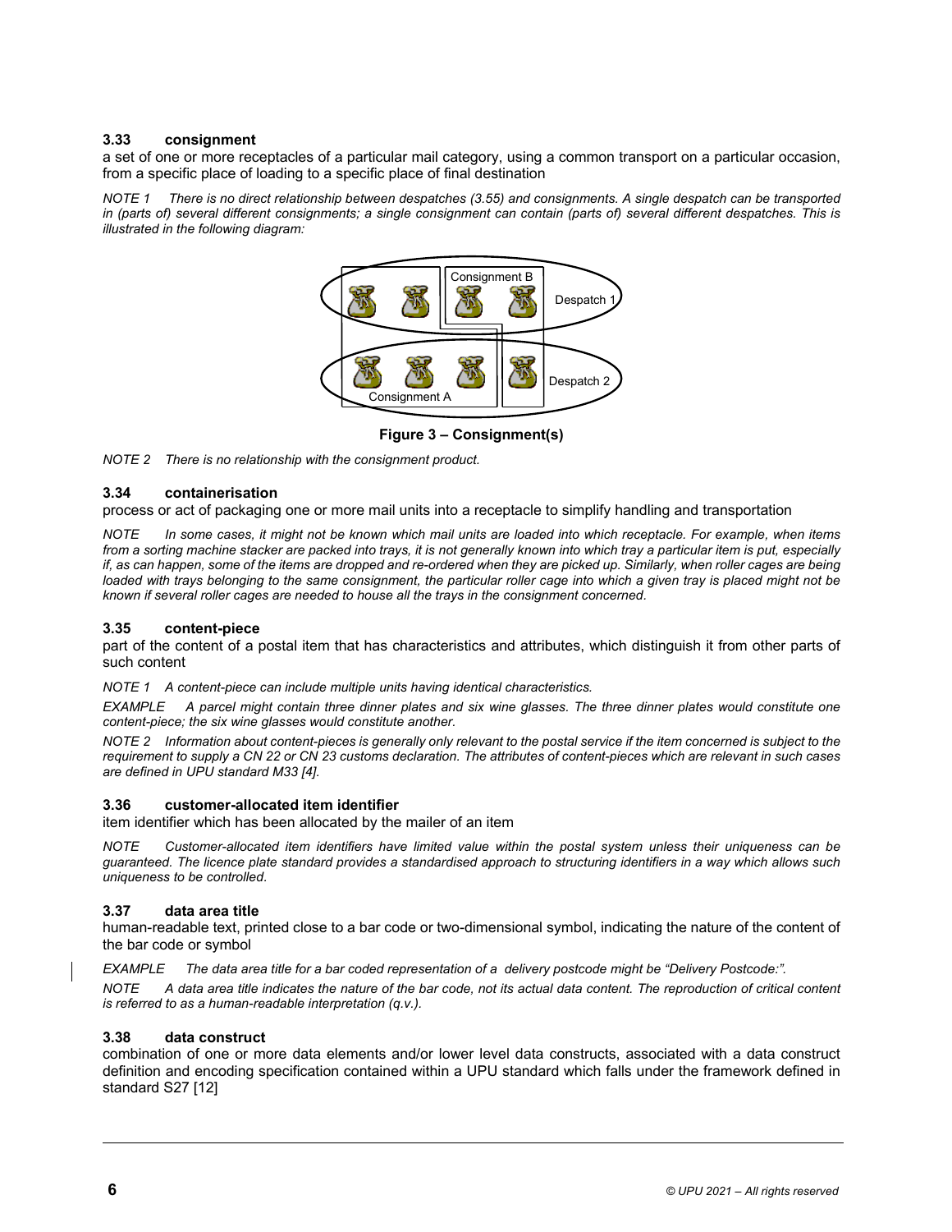### 3.33 consignment

a set of one or more receptacles of a particular mail category, using a common transport on a particular occasion, from a specific place of loading to a specific place of final destination

*NOTE 1 There is no direct relationship between despatches (3.55) and consignments. A single despatch can be transported in (parts of) several different consignments; a single consignment can contain (parts of) several different despatches. This is illustrated in the following diagram:*

**Figure 3 – Consignment(s)**

*NOTE 2 There is no relationship with the consignment product.*

### 3.34 containerisation

process or act of packaging one or more mail units into a receptacle to simplify handling and transportation

*NOTE In some cases, it might not be known which mail units are loaded into which receptacle. For example, when items from a sorting machine stacker are packed into trays, it is not generally known into which tray a particular item is put, especially if, as can happen, some of the items are dropped and re-ordered when they are picked up. Similarly, when roller cages are being loaded with trays belonging to the same consignment, the particular roller cage into which a given tray is placed might not be known if several roller cages are needed to house all the trays in the consignment concerned.*

### 3.35 content-piece

part of the content of a postal item that has characteristics and attributes, which distinguish it from other parts of such content

*NOTE 1 A content-piece can include multiple units having identical characteristics.*

*EXAMPLE A parcel might contain three dinner plates and six wine glasses. The three dinner plates would constitute one content-piece; the six wine glasses would constitute another.*

*NOTE 2 Information about content-pieces is generally only relevant to the postal service if the item concerned is subject to the requirement to supply a CN 22 or CN 23 customs declaration. The attributes of content-pieces which are relevant in such cases are defined in UPU standard M33 [4].*

### 3.36 customer-allocated item identifier

item identifier which has been allocated by the mailer of an item

*NOTE Customer-allocated item identifiers have limited value within the postal system unless their uniqueness can be guaranteed. The licence plate standard provides a standardised approach to structuring identifiers in a way which allows such uniqueness to be controlled.*

### 3.37 data area title

human-readable text, printed close to a bar code or two-dimensional symbol, indicating the nature of the content of the bar code or symbol

*EXAMPLE The data area title for a bar coded representation of a delivery postcode might be "Delivery Postcode:".*

*NOTE A data area title indicates the nature of the bar code, not its actual data content. The reproduction of critical content is referred to as a human-readable interpretation (q.v.).*

### 3.38 data construct

combination of one or more data elements and/or lower level data constructs, associated with a data construct definition and encoding specification contained within a UPU standard which falls under the framework defined in standard S27 [12]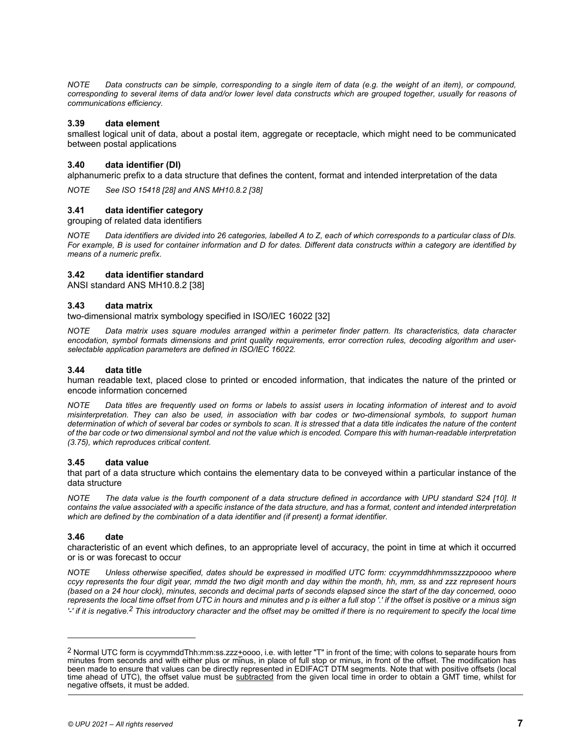*NOTE Data constructs can be simple, corresponding to a single item of data (e.g. the weight of an item), or compound, corresponding to several items of data and/or lower level data constructs which are grouped together, usually for reasons of communications efficiency.*

### 3.39 data element

smallest logical unit of data, about a postal item, aggregate or receptacle, which might need to be communicated between postal applications

### 3.40 data identifier (DI)

alphanumeric prefix to a data structure that defines the content, format and intended interpretation of the data

*NOTE See ISO 15418 [28] and ANS MH10.8.2 [38]*

### 3.41 data identifier category

grouping of related data identifiers

*NOTE Data identifiers are divided into 26 categories, labelled A to Z, each of which corresponds to a particular class of DIs. For example, B is used for container information and D for dates. Different data constructs within a category are identified by means of a numeric prefix.*

### 3.42 data identifier standard

ANSI standard ANS MH10.8.2 [38]

### 3.43 data matrix

two-dimensional matrix symbology specified in ISO/IEC 16022 [32]

*NOTE Data matrix uses square modules arranged within a perimeter finder pattern. Its characteristics, data character encodation, symbol formats dimensions and print quality requirements, error correction rules, decoding algorithm and user-selectable application parameters are defined in ISO/IEC 16022.*

### 3.44 data title

human readable text, placed close to printed or encoded information, that indicates the nature of the printed or encode information concerned

*NOTE Data titles are frequently used on forms or labels to assist users in locating information of interest and to avoid misinterpretation. They can also be used, in association with bar codes or two-dimensional symbols, to support human determination of which of several bar codes or symbols to scan. It is stressed that a data title indicates the nature of the content of the bar code or two dimensional symbol and not the value which is encoded. Compare this with human-readable interpretation (3.75), which reproduces critical content.*

### 3.45 data value

that part of a data structure which contains the elementary data to be conveyed within a particular instance of the data structure

*NOTE The data value is the fourth component of a data structure defined in accordance with UPU standard S24 [10]. It contains the value associated with a specific instance of the data structure, and has a format, content and intended interpretation which are defined by the combination of a data identifier and (if present) a format identifier.*

### 3.46 date

characteristic of an event which defines, to an appropriate level of accuracy, the point in time at which it occurred or is or was forecast to occur

*NOTE Unless otherwise specified, dates should be expressed in modified UTC form: ccyymmddhhmmsszzzpoooo where ccyy represents the four digit year, mmdd the two digit month and day within the month, hh, mm, ss and zzz represent hours (based on a 24 hour clock), minutes, seconds and decimal parts of seconds elapsed since the start of the day concerned, oooo represents the local time offset from UTC in hours and minutes and p is either a full stop '.' if the offset is positive or a minus sign '-' if it is negative.[2] This introductory character and the offset may be omitted if there is no requirement to specify the local time*

---

[2] Normal UTC form is ccyymmddThh:mm:ss.zzz±oooo, i.e. with letter "T" in front of the time; with colons to separate hours from minutes from seconds and with either plus or minus, in place of full stop or minus, in front of the offset. The modification has been made to ensure that values can be directly represented in EDIFACT DTM segments. Note that with positive offsets (local time ahead of UTC), the offset value must be <u>subtracted</u> from the given local time in order to obtain a GMT time, whilst for negative offsets, it must be added.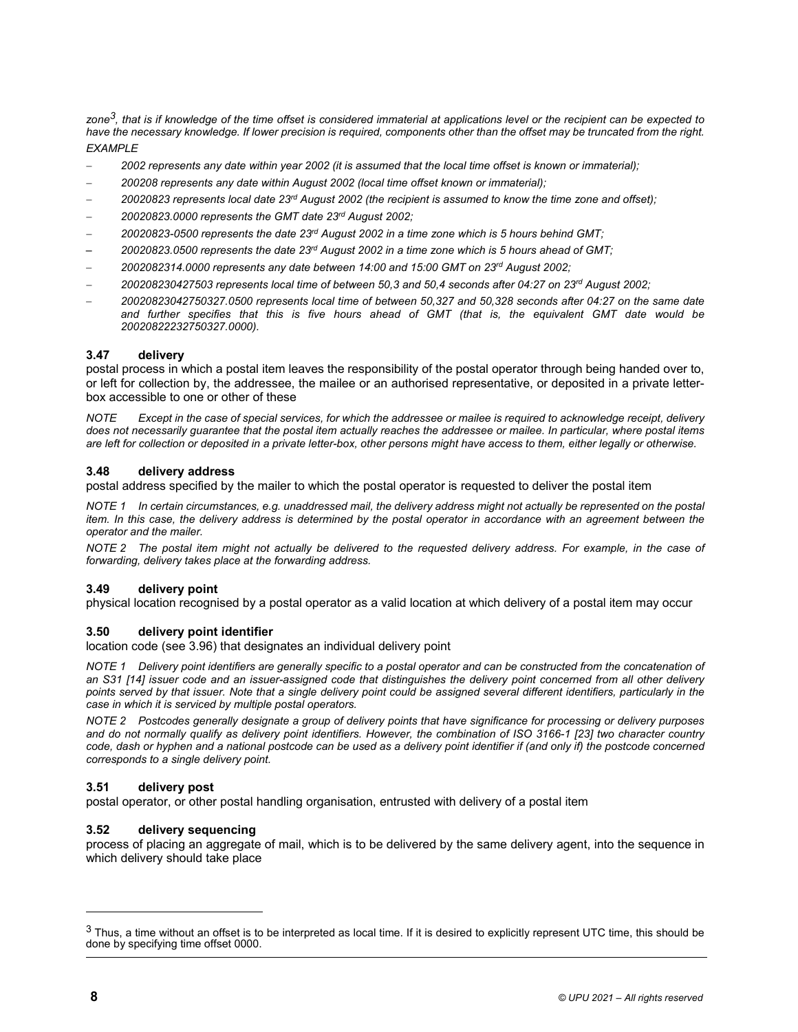*zone[3], that is if knowledge of the time offset is considered immaterial at applications level or the recipient can be expected to have the necessary knowledge. If lower precision is required, components other than the offset may be truncated from the right.*

*EXAMPLE*

- *2002 represents any date within year 2002 (it is assumed that the local time offset is known or immaterial);*
- *200208 represents any date within August 2002 (local time offset known or immaterial);*
- *20020823 represents local date 23rd August 2002 (the recipient is assumed to know the time zone and offset);*
- *20020823.0000 represents the GMT date 23rd August 2002;*
- *20020823-0500 represents the date 23rd August 2002 in a time zone which is 5 hours behind GMT;*
- *20020823.0500 represents the date 23rd August 2002 in a time zone which is 5 hours ahead of GMT;*
- *2002082314.0000 represents any date between 14:00 and 15:00 GMT on 23rd August 2002;*
- *200208230427503 represents local time of between 50,3 and 50,4 seconds after 04:27 on 23rd August 2002;*
- *20020823042750327.0500 represents local time of between 50,327 and 50,328 seconds after 04:27 on the same date and further specifies that this is five hours ahead of GMT (that is, the equivalent GMT date would be 20020822232750327.0000).*

### 3.47 delivery

postal process in which a postal item leaves the responsibility of the postal operator through being handed over to, or left for collection by, the addressee, the mailee or an authorised representative, or deposited in a private letter-box accessible to one or other of these

*NOTE Except in the case of special services, for which the addressee or mailee is required to acknowledge receipt, delivery does not necessarily guarantee that the postal item actually reaches the addressee or mailee. In particular, where postal items are left for collection or deposited in a private letter-box, other persons might have access to them, either legally or otherwise.*

### 3.48 delivery address

postal address specified by the mailer to which the postal operator is requested to deliver the postal item

*NOTE 1 In certain circumstances, e.g. unaddressed mail, the delivery address might not actually be represented on the postal item. In this case, the delivery address is determined by the postal operator in accordance with an agreement between the operator and the mailer.*

*NOTE 2 The postal item might not actually be delivered to the requested delivery address. For example, in the case of forwarding, delivery takes place at the forwarding address.*

### 3.49 delivery point

physical location recognised by a postal operator as a valid location at which delivery of a postal item may occur

### 3.50 delivery point identifier

location code (see 3.96) that designates an individual delivery point

*NOTE 1 Delivery point identifiers are generally specific to a postal operator and can be constructed from the concatenation of an S31 [14] issuer code and an issuer-assigned code that distinguishes the delivery point concerned from all other delivery points served by that issuer. Note that a single delivery point could be assigned several different identifiers, particularly in the case in which it is serviced by multiple postal operators.*

*NOTE 2 Postcodes generally designate a group of delivery points that have significance for processing or delivery purposes and do not normally qualify as delivery point identifiers. However, the combination of ISO 3166-1 [23] two character country code, dash or hyphen and a national postcode can be used as a delivery point identifier if (and only if) the postcode concerned corresponds to a single delivery point.*

### 3.51 delivery post

postal operator, or other postal handling organisation, entrusted with delivery of a postal item

### 3.52 delivery sequencing

process of placing an aggregate of mail, which is to be delivered by the same delivery agent, into the sequence in which delivery should take place

---

[3] Thus, a time without an offset is to be interpreted as local time. If it is desired to explicitly represent UTC time, this should be done by specifying time offset 0000.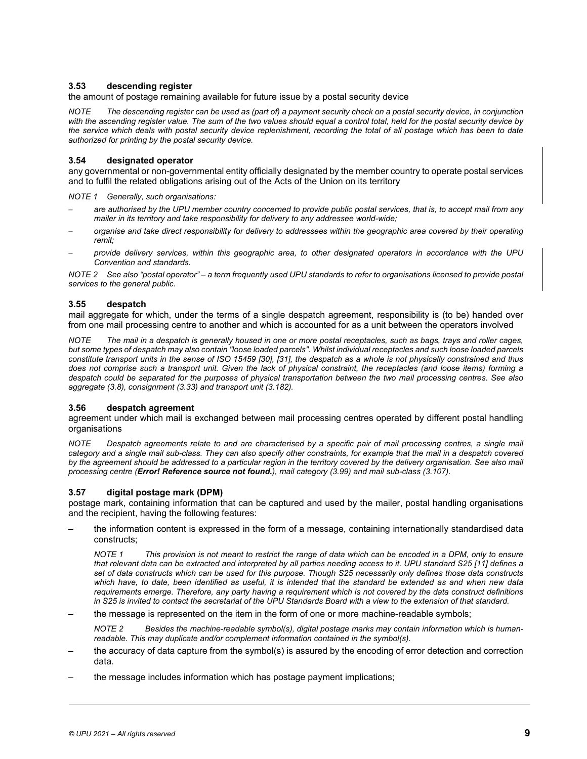### 3.53 descending register

the amount of postage remaining available for future issue by a postal security device

*NOTE The descending register can be used as (part of) a payment security check on a postal security device, in conjunction with the ascending register value. The sum of the two values should equal a control total, held for the postal security device by the service which deals with postal security device replenishment, recording the total of all postage which has been to date authorized for printing by the postal security device.*

### 3.54 designated operator

any governmental or non-governmental entity officially designated by the member country to operate postal services and to fulfil the related obligations arising out of the Acts of the Union on its territory

*NOTE 1 Generally, such organisations:*

- *are authorised by the UPU member country concerned to provide public postal services, that is, to accept mail from any mailer in its territory and take responsibility for delivery to any addressee world-wide;*
- *organise and take direct responsibility for delivery to addressees within the geographic area covered by their operating remit;*
- *provide delivery services, within this geographic area, to other designated operators in accordance with the UPU Convention and standards.*

*NOTE 2 See also "postal operator" – a term frequently used UPU standards to refer to organisations licensed to provide postal services to the general public.*

### 3.55 despatch

mail aggregate for which, under the terms of a single despatch agreement, responsibility is (to be) handed over from one mail processing centre to another and which is accounted for as a unit between the operators involved

*NOTE The mail in a despatch is generally housed in one or more postal receptacles, such as bags, trays and roller cages, but some types of despatch may also contain "loose loaded parcels". Whilst individual receptacles and such loose loaded parcels constitute transport units in the sense of ISO 15459 [30], [31], the despatch as a whole is not physically constrained and thus does not comprise such a transport unit. Given the lack of physical constraint, the receptacles (and loose items) forming a despatch could be separated for the purposes of physical transportation between the two mail processing centres. See also aggregate (3.8), consignment (3.33) and transport unit (3.182).*

### 3.56 despatch agreement

agreement under which mail is exchanged between mail processing centres operated by different postal handling organisations

*NOTE Despatch agreements relate to and are characterised by a specific pair of mail processing centres, a single mail category and a single mail sub-class. They can also specify other constraints, for example that the mail in a despatch covered by the agreement should be addressed to a particular region in the territory covered by the delivery organisation. See also mail processing centre (**Error! Reference source not found.**), mail category (3.99) and mail sub-class (3.107).*

### 3.57 digital postage mark (DPM)

postage mark, containing information that can be captured and used by the mailer, postal handling organisations and the recipient, having the following features:

- the information content is expressed in the form of a message, containing internationally standardised data constructs;

  *NOTE 1 This provision is not meant to restrict the range of data which can be encoded in a DPM, only to ensure that relevant data can be extracted and interpreted by all parties needing access to it. UPU standard S25 [11] defines a set of data constructs which can be used for this purpose. Though S25 necessarily only defines those data constructs which have, to date, been identified as useful, it is intended that the standard be extended as and when new data requirements emerge. Therefore, any party having a requirement which is not covered by the data construct definitions in S25 is invited to contact the secretariat of the UPU Standards Board with a view to the extension of that standard.*

- the message is represented on the item in the form of one or more machine-readable symbols;

  *NOTE 2 Besides the machine-readable symbol(s), digital postage marks may contain information which is human-readable. This may duplicate and/or complement information contained in the symbol(s).*

- the accuracy of data capture from the symbol(s) is assured by the encoding of error detection and correction data.
- the message includes information which has postage payment implications;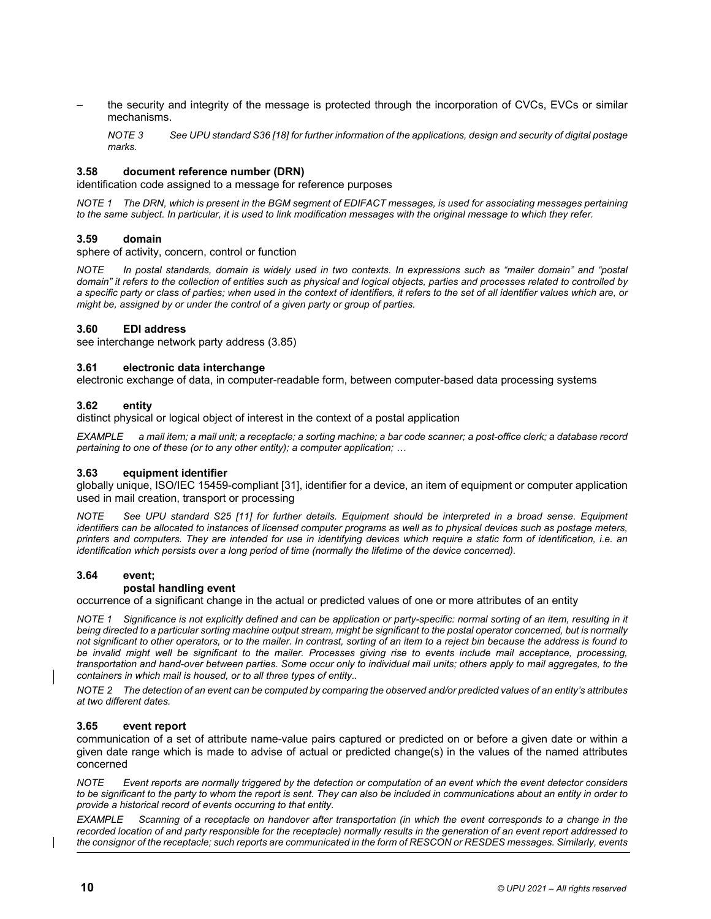– the security and integrity of the message is protected through the incorporation of CVCs, EVCs or similar mechanisms.

*NOTE 3 See UPU standard S36 [18] for further information of the applications, design and security of digital postage marks.*

### 3.58 document reference number (DRN)

identification code assigned to a message for reference purposes

*NOTE 1 The DRN, which is present in the BGM segment of EDIFACT messages, is used for associating messages pertaining to the same subject. In particular, it is used to link modification messages with the original message to which they refer.*

### 3.59 domain

sphere of activity, concern, control or function

*NOTE In postal standards, domain is widely used in two contexts. In expressions such as "mailer domain" and "postal domain" it refers to the collection of entities such as physical and logical objects, parties and processes related to controlled by a specific party or class of parties; when used in the context of identifiers, it refers to the set of all identifier values which are, or might be, assigned by or under the control of a given party or group of parties.*

### 3.60 EDI address

see interchange network party address (3.85)

### 3.61 electronic data interchange

electronic exchange of data, in computer-readable form, between computer-based data processing systems

### 3.62 entity

distinct physical or logical object of interest in the context of a postal application

*EXAMPLE a mail item; a mail unit; a receptacle; a sorting machine; a bar code scanner; a post-office clerk; a database record pertaining to one of these (or to any other entity); a computer application; …*

### 3.63 equipment identifier

globally unique, ISO/IEC 15459-compliant [31], identifier for a device, an item of equipment or computer application used in mail creation, transport or processing

*NOTE See UPU standard S25 [11] for further details. Equipment should be interpreted in a broad sense. Equipment identifiers can be allocated to instances of licensed computer programs as well as to physical devices such as postage meters, printers and computers. They are intended for use in identifying devices which require a static form of identification, i.e. an identification which persists over a long period of time (normally the lifetime of the device concerned).*

### 3.64 event; postal handling event

occurrence of a significant change in the actual or predicted values of one or more attributes of an entity

*NOTE 1 Significance is not explicitly defined and can be application or party-specific: normal sorting of an item, resulting in it being directed to a particular sorting machine output stream, might be significant to the postal operator concerned, but is normally not significant to other operators, or to the mailer. In contrast, sorting of an item to a reject bin because the address is found to be invalid might well be significant to the mailer. Processes giving rise to events include mail acceptance, processing, transportation and hand-over between parties. Some occur only to individual mail units; others apply to mail aggregates, to the containers in which mail is housed, or to all three types of entity..*

*NOTE 2 The detection of an event can be computed by comparing the observed and/or predicted values of an entity's attributes at two different dates.*

### 3.65 event report

communication of a set of attribute name-value pairs captured or predicted on or before a given date or within a given date range which is made to advise of actual or predicted change(s) in the values of the named attributes concerned

*NOTE Event reports are normally triggered by the detection or computation of an event which the event detector considers to be significant to the party to whom the report is sent. They can also be included in communications about an entity in order to provide a historical record of events occurring to that entity.*

*EXAMPLE Scanning of a receptacle on handover after transportation (in which the event corresponds to a change in the recorded location of and party responsible for the receptacle) normally results in the generation of an event report addressed to the consignor of the receptacle; such reports are communicated in the form of RESCON or RESDES messages. Similarly, events*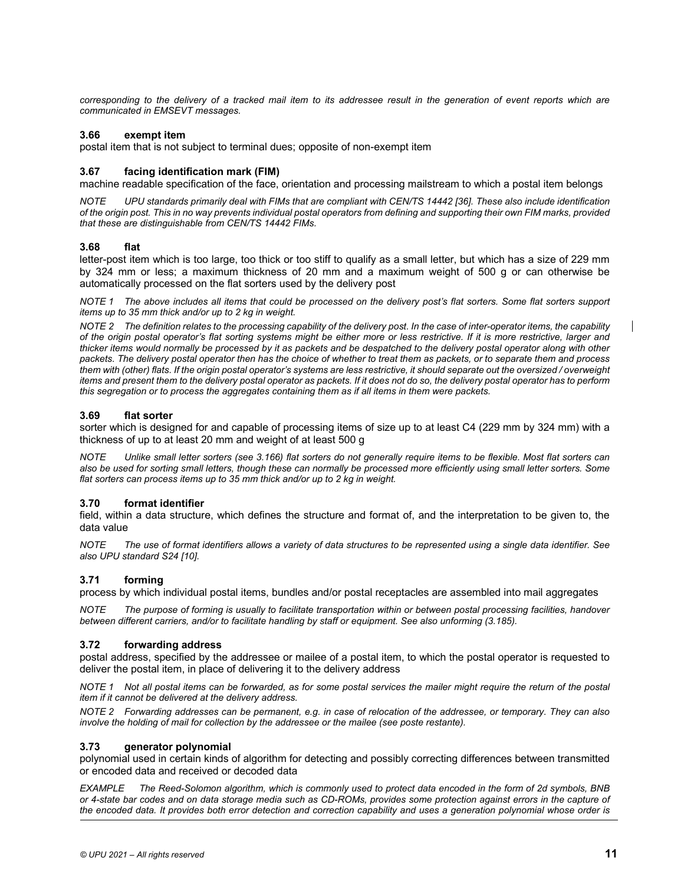*corresponding to the delivery of a tracked mail item to its addressee result in the generation of event reports which are communicated in EMSEVT messages.*

### 3.66 exempt item

postal item that is not subject to terminal dues; opposite of non-exempt item

### 3.67 facing identification mark (FIM)

machine readable specification of the face, orientation and processing mailstream to which a postal item belongs

*NOTE UPU standards primarily deal with FIMs that are compliant with CEN/TS 14442 [36]. These also include identification of the origin post. This in no way prevents individual postal operators from defining and supporting their own FIM marks, provided that these are distinguishable from CEN/TS 14442 FIMs.*

### 3.68 flat

letter-post item which is too large, too thick or too stiff to qualify as a small letter, but which has a size of 229 mm by 324 mm or less; a maximum thickness of 20 mm and a maximum weight of 500 g or can otherwise be automatically processed on the flat sorters used by the delivery post

*NOTE 1 The above includes all items that could be processed on the delivery post's flat sorters. Some flat sorters support items up to 35 mm thick and/or up to 2 kg in weight.*

*NOTE 2 The definition relates to the processing capability of the delivery post. In the case of inter-operator items, the capability of the origin postal operator's flat sorting systems might be either more or less restrictive. If it is more restrictive, larger and thicker items would normally be processed by it as packets and be despatched to the delivery postal operator along with other packets. The delivery postal operator then has the choice of whether to treat them as packets, or to separate them and process them with (other) flats. If the origin postal operator's systems are less restrictive, it should separate out the oversized / overweight items and present them to the delivery postal operator as packets. If it does not do so, the delivery postal operator has to perform this segregation or to process the aggregates containing them as if all items in them were packets.*

### 3.69 flat sorter

sorter which is designed for and capable of processing items of size up to at least C4 (229 mm by 324 mm) with a thickness of up to at least 20 mm and weight of at least 500 g

*NOTE Unlike small letter sorters (see 3.166) flat sorters do not generally require items to be flexible. Most flat sorters can also be used for sorting small letters, though these can normally be processed more efficiently using small letter sorters. Some flat sorters can process items up to 35 mm thick and/or up to 2 kg in weight.*

### 3.70 format identifier

field, within a data structure, which defines the structure and format of, and the interpretation to be given to, the data value

*NOTE The use of format identifiers allows a variety of data structures to be represented using a single data identifier. See also UPU standard S24 [10].*

### 3.71 forming

process by which individual postal items, bundles and/or postal receptacles are assembled into mail aggregates

*NOTE The purpose of forming is usually to facilitate transportation within or between postal processing facilities, handover between different carriers, and/or to facilitate handling by staff or equipment. See also unforming (3.185).*

### 3.72 forwarding address

postal address, specified by the addressee or mailee of a postal item, to which the postal operator is requested to deliver the postal item, in place of delivering it to the delivery address

*NOTE 1 Not all postal items can be forwarded, as for some postal services the mailer might require the return of the postal item if it cannot be delivered at the delivery address.*

*NOTE 2 Forwarding addresses can be permanent, e.g. in case of relocation of the addressee, or temporary. They can also involve the holding of mail for collection by the addressee or the mailee (see poste restante).*

### 3.73 generator polynomial

polynomial used in certain kinds of algorithm for detecting and possibly correcting differences between transmitted or encoded data and received or decoded data

*EXAMPLE The Reed-Solomon algorithm, which is commonly used to protect data encoded in the form of 2d symbols, BNB or 4-state bar codes and on data storage media such as CD-ROMs, provides some protection against errors in the capture of the encoded data. It provides both error detection and correction capability and uses a generation polynomial whose order is*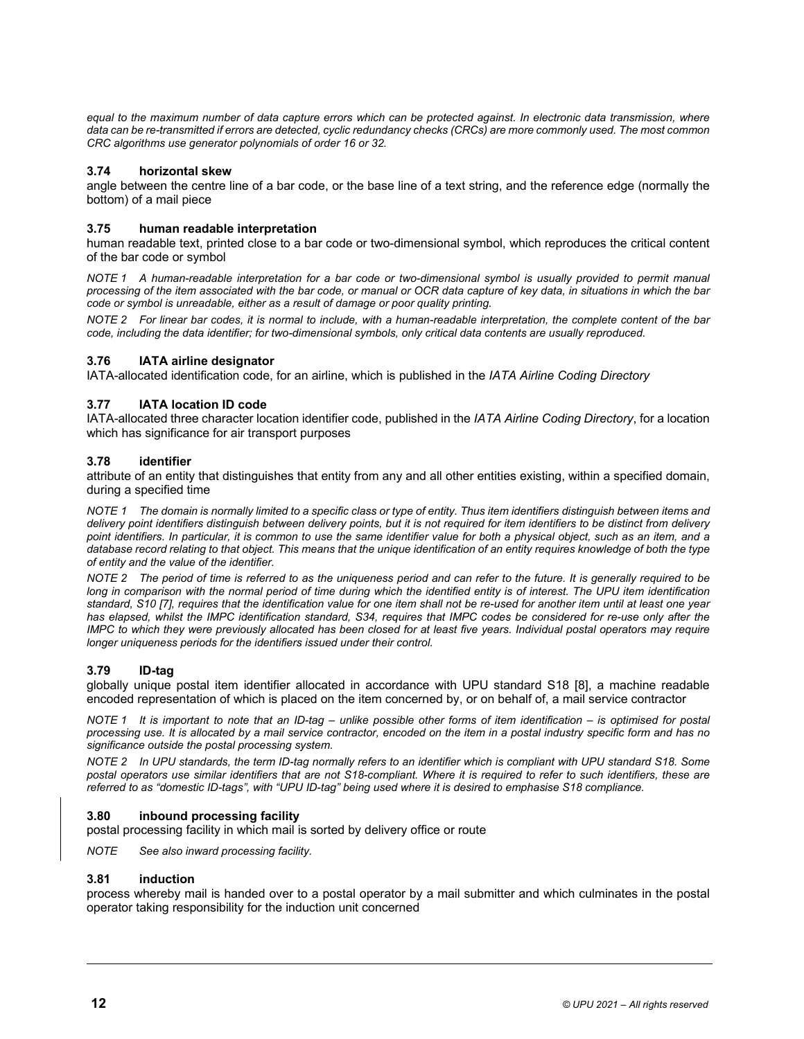*equal to the maximum number of data capture errors which can be protected against. In electronic data transmission, where data can be re-transmitted if errors are detected, cyclic redundancy checks (CRCs) are more commonly used. The most common CRC algorithms use generator polynomials of order 16 or 32.*

### 3.74 horizontal skew

angle between the centre line of a bar code, or the base line of a text string, and the reference edge (normally the bottom) of a mail piece

### 3.75 human readable interpretation

human readable text, printed close to a bar code or two-dimensional symbol, which reproduces the critical content of the bar code or symbol

*NOTE 1 A human-readable interpretation for a bar code or two-dimensional symbol is usually provided to permit manual processing of the item associated with the bar code, or manual or OCR data capture of key data, in situations in which the bar code or symbol is unreadable, either as a result of damage or poor quality printing.*

*NOTE 2 For linear bar codes, it is normal to include, with a human-readable interpretation, the complete content of the bar code, including the data identifier; for two-dimensional symbols, only critical data contents are usually reproduced.*

### 3.76 IATA airline designator

IATA-allocated identification code, for an airline, which is published in the *IATA Airline Coding Directory*

### 3.77 IATA location ID code

IATA-allocated three character location identifier code, published in the *IATA Airline Coding Directory*, for a location which has significance for air transport purposes

### 3.78 identifier

attribute of an entity that distinguishes that entity from any and all other entities existing, within a specified domain, during a specified time

*NOTE 1 The domain is normally limited to a specific class or type of entity. Thus item identifiers distinguish between items and delivery point identifiers distinguish between delivery points, but it is not required for item identifiers to be distinct from delivery point identifiers. In particular, it is common to use the same identifier value for both a physical object, such as an item, and a database record relating to that object. This means that the unique identification of an entity requires knowledge of both the type of entity and the value of the identifier.*

*NOTE 2 The period of time is referred to as the uniqueness period and can refer to the future. It is generally required to be long in comparison with the normal period of time during which the identified entity is of interest. The UPU item identification standard, S10 [7], requires that the identification value for one item shall not be re-used for another item until at least one year has elapsed, whilst the IMPC identification standard, S34, requires that IMPC codes be considered for re-use only after the IMPC to which they were previously allocated has been closed for at least five years. Individual postal operators may require longer uniqueness periods for the identifiers issued under their control.*

### 3.79 ID-tag

globally unique postal item identifier allocated in accordance with UPU standard S18 [8], a machine readable encoded representation of which is placed on the item concerned by, or on behalf of, a mail service contractor

*NOTE 1 It is important to note that an ID-tag – unlike possible other forms of item identification – is optimised for postal processing use. It is allocated by a mail service contractor, encoded on the item in a postal industry specific form and has no significance outside the postal processing system.*

*NOTE 2 In UPU standards, the term ID-tag normally refers to an identifier which is compliant with UPU standard S18. Some postal operators use similar identifiers that are not S18-compliant. Where it is required to refer to such identifiers, these are referred to as "domestic ID-tags", with "UPU ID-tag" being used where it is desired to emphasise S18 compliance.*

### 3.80 inbound processing facility

postal processing facility in which mail is sorted by delivery office or route

*NOTE See also inward processing facility.*

### 3.81 induction

process whereby mail is handed over to a postal operator by a mail submitter and which culminates in the postal operator taking responsibility for the induction unit concerned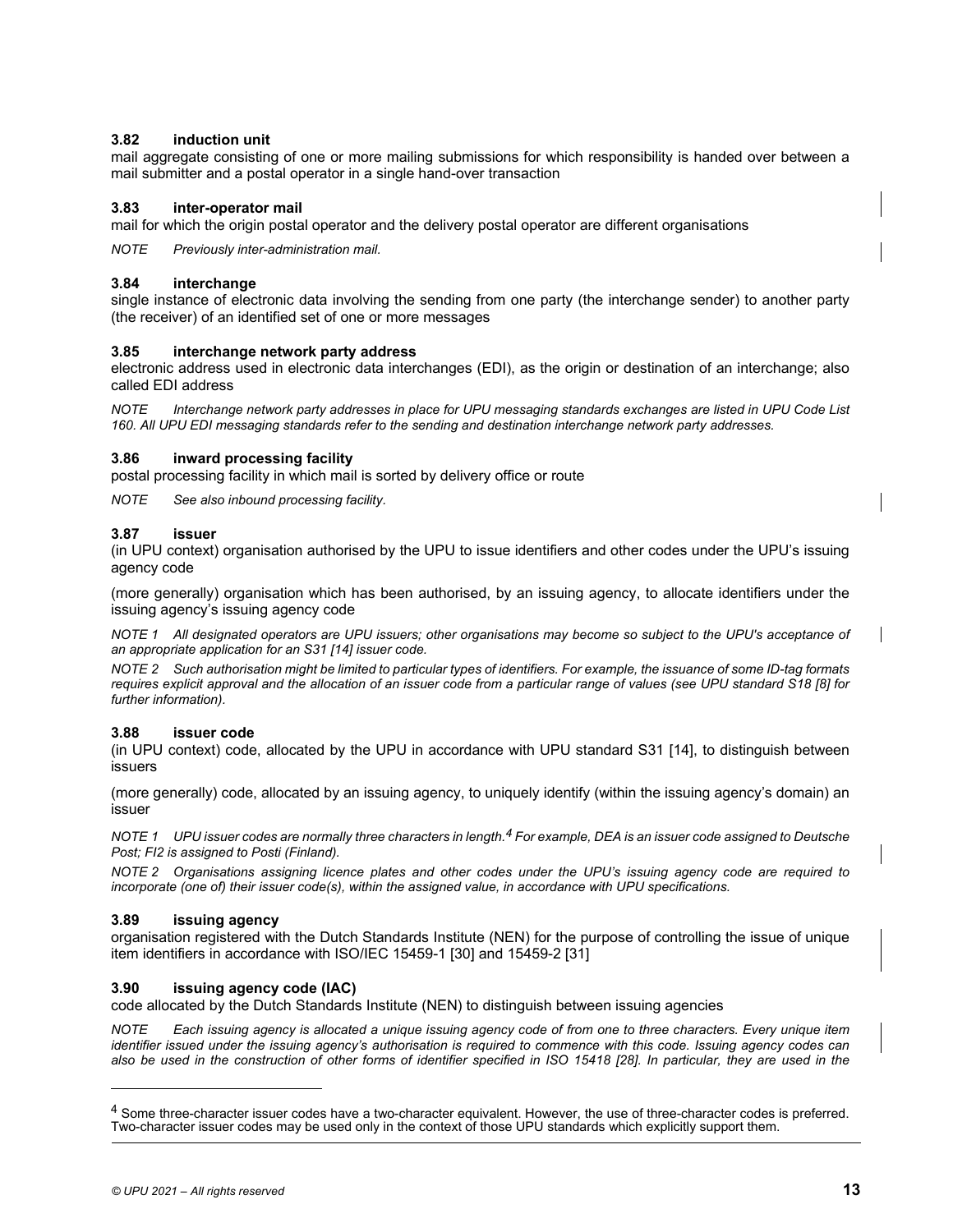### 3.82 induction unit

mail aggregate consisting of one or more mailing submissions for which responsibility is handed over between a mail submitter and a postal operator in a single hand-over transaction

### 3.83 inter-operator mail

mail for which the origin postal operator and the delivery postal operator are different organisations

*NOTE Previously inter-administration mail.*

### 3.84 interchange

single instance of electronic data involving the sending from one party (the interchange sender) to another party (the receiver) of an identified set of one or more messages

### 3.85 interchange network party address

electronic address used in electronic data interchanges (EDI), as the origin or destination of an interchange; also called EDI address

*NOTE Interchange network party addresses in place for UPU messaging standards exchanges are listed in UPU Code List 160. All UPU EDI messaging standards refer to the sending and destination interchange network party addresses.*

### 3.86 inward processing facility

postal processing facility in which mail is sorted by delivery office or route

*NOTE See also inbound processing facility.*

### 3.87 issuer

(in UPU context) organisation authorised by the UPU to issue identifiers and other codes under the UPU's issuing agency code

(more generally) organisation which has been authorised, by an issuing agency, to allocate identifiers under the issuing agency's issuing agency code

*NOTE 1 All designated operators are UPU issuers; other organisations may become so subject to the UPU's acceptance of an appropriate application for an S31 [14] issuer code.*

*NOTE 2 Such authorisation might be limited to particular types of identifiers. For example, the issuance of some ID-tag formats requires explicit approval and the allocation of an issuer code from a particular range of values (see UPU standard S18 [8] for further information).*

### 3.88 issuer code

(in UPU context) code, allocated by the UPU in accordance with UPU standard S31 [14], to distinguish between issuers

(more generally) code, allocated by an issuing agency, to uniquely identify (within the issuing agency's domain) an issuer

*NOTE 1 UPU issuer codes are normally three characters in length.[4] For example, DEA is an issuer code assigned to Deutsche Post; FI2 is assigned to Posti (Finland).*

*NOTE 2 Organisations assigning licence plates and other codes under the UPU's issuing agency code are required to incorporate (one of) their issuer code(s), within the assigned value, in accordance with UPU specifications.*

### 3.89 issuing agency

organisation registered with the Dutch Standards Institute (NEN) for the purpose of controlling the issue of unique item identifiers in accordance with ISO/IEC 15459-1 [30] and 15459-2 [31]

### 3.90 issuing agency code (IAC)

code allocated by the Dutch Standards Institute (NEN) to distinguish between issuing agencies

*NOTE Each issuing agency is allocated a unique issuing agency code of from one to three characters. Every unique item identifier issued under the issuing agency's authorisation is required to commence with this code. Issuing agency codes can also be used in the construction of other forms of identifier specified in ISO 15418 [28]. In particular, they are used in the*

---

[4] Some three-character issuer codes have a two-character equivalent. However, the use of three-character codes is preferred. Two-character issuer codes may be used only in the context of those UPU standards which explicitly support them.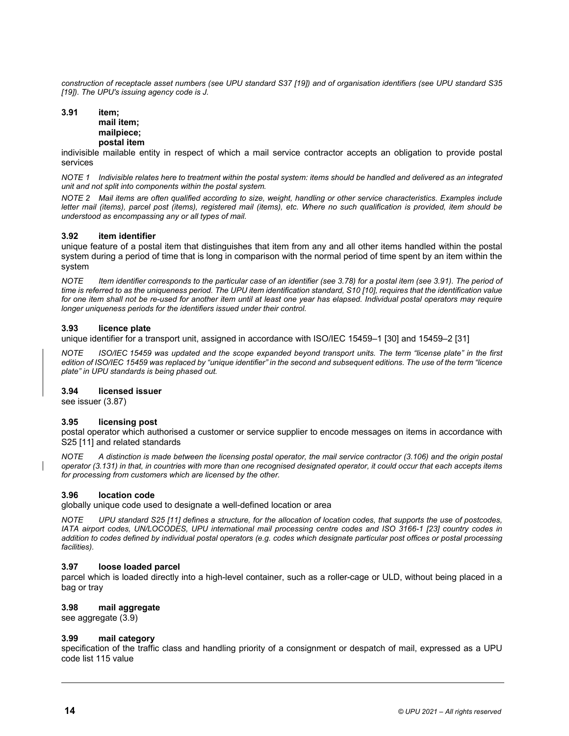*construction of receptacle asset numbers (see UPU standard S37 [19]) and of organisation identifiers (see UPU standard S35 [19]). The UPU's issuing agency code is J.*

### 3.91 item; mail item; mailpiece; postal item

indivisible mailable entity in respect of which a mail service contractor accepts an obligation to provide postal services

*NOTE 1 Indivisible relates here to treatment within the postal system: items should be handled and delivered as an integrated unit and not split into components within the postal system.*

*NOTE 2 Mail items are often qualified according to size, weight, handling or other service characteristics. Examples include letter mail (items), parcel post (items), registered mail (items), etc. Where no such qualification is provided, item should be understood as encompassing any or all types of mail.*

### 3.92 item identifier

unique feature of a postal item that distinguishes that item from any and all other items handled within the postal system during a period of time that is long in comparison with the normal period of time spent by an item within the system

*NOTE Item identifier corresponds to the particular case of an identifier (see 3.78) for a postal item (see 3.91). The period of time is referred to as the uniqueness period. The UPU item identification standard, S10 [10], requires that the identification value for one item shall not be re-used for another item until at least one year has elapsed. Individual postal operators may require longer uniqueness periods for the identifiers issued under their control.*

### 3.93 licence plate

unique identifier for a transport unit, assigned in accordance with ISO/IEC 15459–1 [30] and 15459–2 [31]

*NOTE ISO/IEC 15459 was updated and the scope expanded beyond transport units. The term "license plate" in the first edition of ISO/IEC 15459 was replaced by "unique identifier" in the second and subsequent editions. The use of the term "licence plate" in UPU standards is being phased out.*

### 3.94 licensed issuer

see issuer (3.87)

### 3.95 licensing post

postal operator which authorised a customer or service supplier to encode messages on items in accordance with S25 [11] and related standards

*NOTE A distinction is made between the licensing postal operator, the mail service contractor (3.106) and the origin postal operator (3.131) in that, in countries with more than one recognised designated operator, it could occur that each accepts items for processing from customers which are licensed by the other.*

### 3.96 location code

globally unique code used to designate a well-defined location or area

*NOTE UPU standard S25 [11] defines a structure, for the allocation of location codes, that supports the use of postcodes, IATA airport codes, UN/LOCODES, UPU international mail processing centre codes and ISO 3166-1 [23] country codes in addition to codes defined by individual postal operators (e.g. codes which designate particular post offices or postal processing facilities).*

### 3.97 loose loaded parcel

parcel which is loaded directly into a high-level container, such as a roller-cage or ULD, without being placed in a bag or tray

### 3.98 mail aggregate

see aggregate (3.9)

### 3.99 mail category

specification of the traffic class and handling priority of a consignment or despatch of mail, expressed as a UPU code list 115 value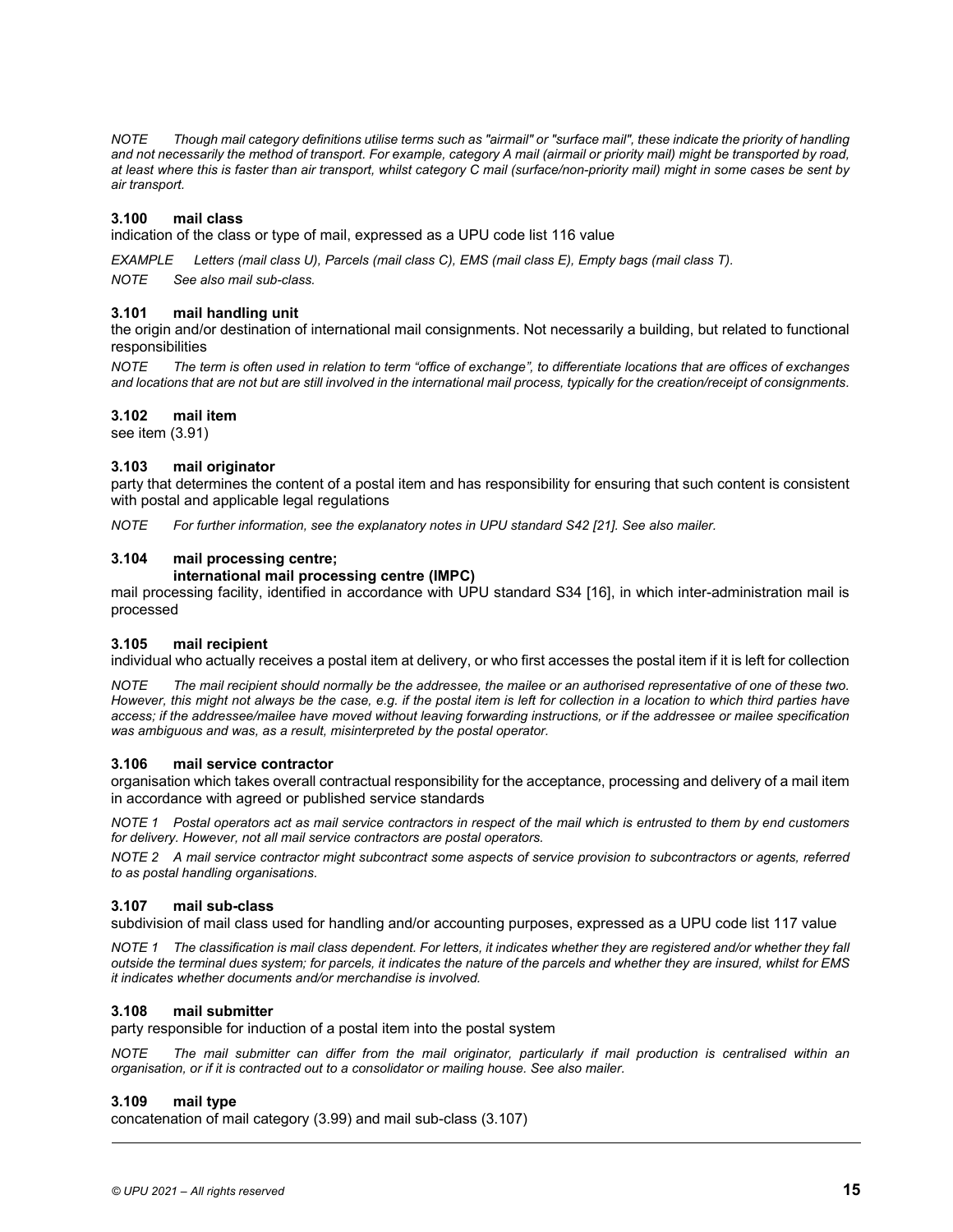*NOTE Though mail category definitions utilise terms such as "airmail" or "surface mail", these indicate the priority of handling and not necessarily the method of transport. For example, category A mail (airmail or priority mail) might be transported by road, at least where this is faster than air transport, whilst category C mail (surface/non-priority mail) might in some cases be sent by air transport.*

### 3.100 mail class

indication of the class or type of mail, expressed as a UPU code list 116 value

*EXAMPLE Letters (mail class U), Parcels (mail class C), EMS (mail class E), Empty bags (mail class T).*

*NOTE See also mail sub-class.*

### 3.101 mail handling unit

the origin and/or destination of international mail consignments. Not necessarily a building, but related to functional responsibilities

*NOTE The term is often used in relation to term “office of exchange”, to differentiate locations that are offices of exchanges and locations that are not but are still involved in the international mail process, typically for the creation/receipt of consignments.*

### 3.102 mail item

see item (3.91)

### 3.103 mail originator

party that determines the content of a postal item and has responsibility for ensuring that such content is consistent with postal and applicable legal regulations

*NOTE For further information, see the explanatory notes in UPU standard S42 [21]. See also mailer.*

### 3.104 mail processing centre; international mail processing centre (IMPC)

mail processing facility, identified in accordance with UPU standard S34 [16], in which inter-administration mail is processed

### 3.105 mail recipient

individual who actually receives a postal item at delivery, or who first accesses the postal item if it is left for collection

*NOTE The mail recipient should normally be the addressee, the mailee or an authorised representative of one of these two. However, this might not always be the case, e.g. if the postal item is left for collection in a location to which third parties have access; if the addressee/mailee have moved without leaving forwarding instructions, or if the addressee or mailee specification was ambiguous and was, as a result, misinterpreted by the postal operator.*

### 3.106 mail service contractor

organisation which takes overall contractual responsibility for the acceptance, processing and delivery of a mail item in accordance with agreed or published service standards

*NOTE 1 Postal operators act as mail service contractors in respect of the mail which is entrusted to them by end customers for delivery. However, not all mail service contractors are postal operators.*

*NOTE 2 A mail service contractor might subcontract some aspects of service provision to subcontractors or agents, referred to as postal handling organisations.*

### 3.107 mail sub-class

subdivision of mail class used for handling and/or accounting purposes, expressed as a UPU code list 117 value

*NOTE 1 The classification is mail class dependent. For letters, it indicates whether they are registered and/or whether they fall outside the terminal dues system; for parcels, it indicates the nature of the parcels and whether they are insured, whilst for EMS it indicates whether documents and/or merchandise is involved.*

### 3.108 mail submitter

party responsible for induction of a postal item into the postal system

*NOTE The mail submitter can differ from the mail originator, particularly if mail production is centralised within an organisation, or if it is contracted out to a consolidator or mailing house. See also mailer.*

### 3.109 mail type

concatenation of mail category (3.99) and mail sub-class (3.107)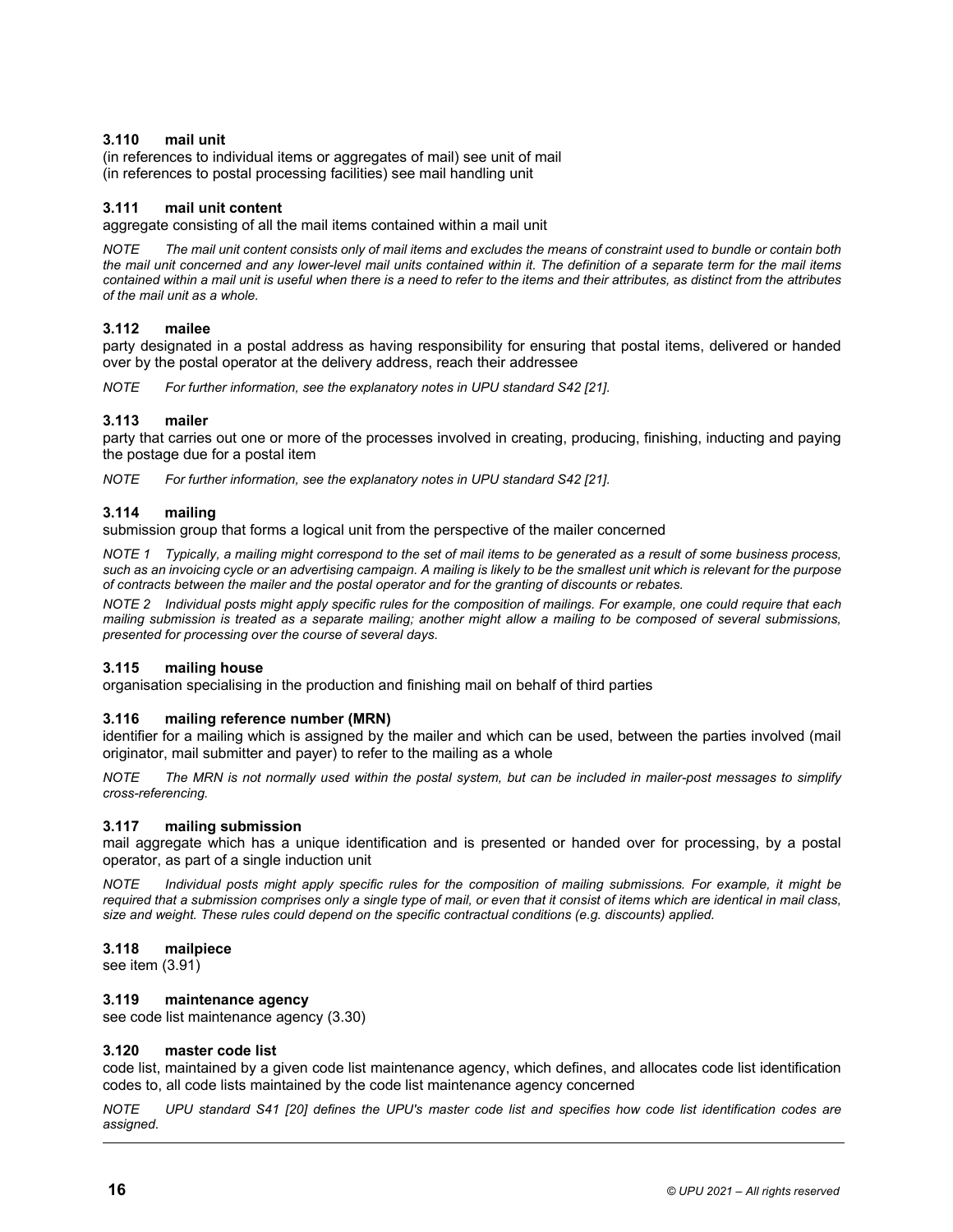### 3.110 mail unit

(in references to individual items or aggregates of mail) see unit of mail
(in references to postal processing facilities) see mail handling unit

### 3.111 mail unit content

aggregate consisting of all the mail items contained within a mail unit

*NOTE The mail unit content consists only of mail items and excludes the means of constraint used to bundle or contain both the mail unit concerned and any lower-level mail units contained within it. The definition of a separate term for the mail items contained within a mail unit is useful when there is a need to refer to the items and their attributes, as distinct from the attributes of the mail unit as a whole.*

### 3.112 mailee

party designated in a postal address as having responsibility for ensuring that postal items, delivered or handed over by the postal operator at the delivery address, reach their addressee

*NOTE For further information, see the explanatory notes in UPU standard S42 [21].*

### 3.113 mailer

party that carries out one or more of the processes involved in creating, producing, finishing, inducting and paying the postage due for a postal item

*NOTE For further information, see the explanatory notes in UPU standard S42 [21].*

### 3.114 mailing

submission group that forms a logical unit from the perspective of the mailer concerned

*NOTE 1 Typically, a mailing might correspond to the set of mail items to be generated as a result of some business process, such as an invoicing cycle or an advertising campaign. A mailing is likely to be the smallest unit which is relevant for the purpose of contracts between the mailer and the postal operator and for the granting of discounts or rebates.*

*NOTE 2 Individual posts might apply specific rules for the composition of mailings. For example, one could require that each mailing submission is treated as a separate mailing; another might allow a mailing to be composed of several submissions, presented for processing over the course of several days.*

### 3.115 mailing house

organisation specialising in the production and finishing mail on behalf of third parties

### 3.116 mailing reference number (MRN)

identifier for a mailing which is assigned by the mailer and which can be used, between the parties involved (mail originator, mail submitter and payer) to refer to the mailing as a whole

*NOTE The MRN is not normally used within the postal system, but can be included in mailer-post messages to simplify cross-referencing.*

### 3.117 mailing submission

mail aggregate which has a unique identification and is presented or handed over for processing, by a postal operator, as part of a single induction unit

*NOTE Individual posts might apply specific rules for the composition of mailing submissions. For example, it might be required that a submission comprises only a single type of mail, or even that it consist of items which are identical in mail class, size and weight. These rules could depend on the specific contractual conditions (e.g. discounts) applied.*

### 3.118 mailpiece

see item (3.91)

### 3.119 maintenance agency

see code list maintenance agency (3.30)

### 3.120 master code list

code list, maintained by a given code list maintenance agency, which defines, and allocates code list identification codes to, all code lists maintained by the code list maintenance agency concerned

*NOTE UPU standard S41 [20] defines the UPU's master code list and specifies how code list identification codes are assigned.*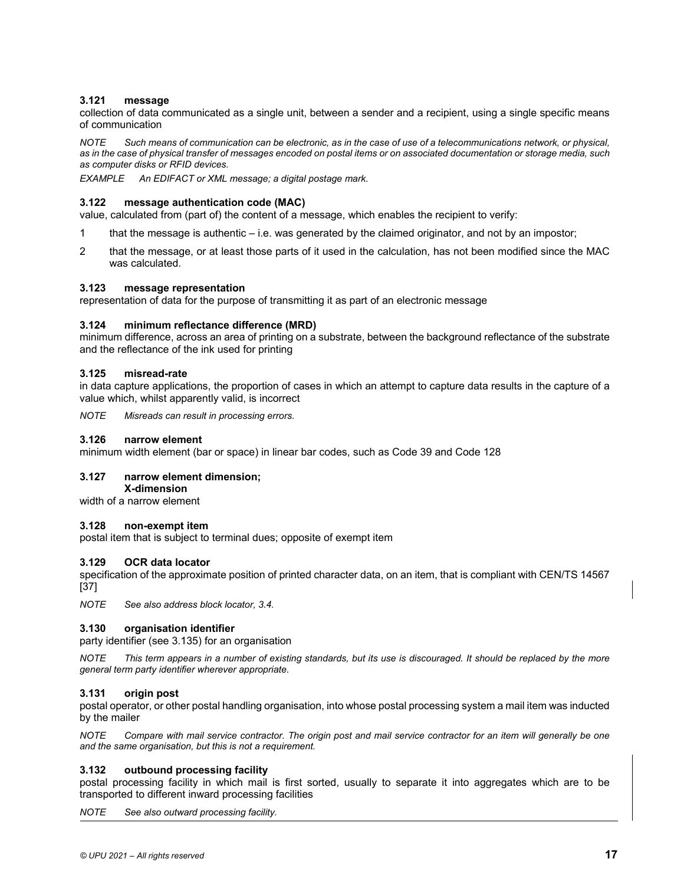### 3.121 message

collection of data communicated as a single unit, between a sender and a recipient, using a single specific means of communication

*NOTE Such means of communication can be electronic, as in the case of use of a telecommunications network, or physical, as in the case of physical transfer of messages encoded on postal items or on associated documentation or storage media, such as computer disks or RFID devices.*

*EXAMPLE An EDIFACT or XML message; a digital postage mark.*

### 3.122 message authentication code (MAC)

value, calculated from (part of) the content of a message, which enables the recipient to verify:

1 that the message is authentic – i.e. was generated by the claimed originator, and not by an impostor;

2 that the message, or at least those parts of it used in the calculation, has not been modified since the MAC was calculated.

### 3.123 message representation

representation of data for the purpose of transmitting it as part of an electronic message

### 3.124 minimum reflectance difference (MRD)

minimum difference, across an area of printing on a substrate, between the background reflectance of the substrate and the reflectance of the ink used for printing

### 3.125 misread-rate

in data capture applications, the proportion of cases in which an attempt to capture data results in the capture of a value which, whilst apparently valid, is incorrect

*NOTE Misreads can result in processing errors.*

### 3.126 narrow element

minimum width element (bar or space) in linear bar codes, such as Code 39 and Code 128

### 3.127 narrow element dimension; X-dimension

width of a narrow element

### 3.128 non-exempt item

postal item that is subject to terminal dues; opposite of exempt item

### 3.129 OCR data locator

specification of the approximate position of printed character data, on an item, that is compliant with CEN/TS 14567 [37]

*NOTE See also address block locator, 3.4.*

### 3.130 organisation identifier

party identifier (see 3.135) for an organisation

*NOTE This term appears in a number of existing standards, but its use is discouraged. It should be replaced by the more general term party identifier wherever appropriate.*

### 3.131 origin post

postal operator, or other postal handling organisation, into whose postal processing system a mail item was inducted by the mailer

*NOTE Compare with mail service contractor. The origin post and mail service contractor for an item will generally be one and the same organisation, but this is not a requirement.*

### 3.132 outbound processing facility

postal processing facility in which mail is first sorted, usually to separate it into aggregates which are to be transported to different inward processing facilities

*NOTE See also outward processing facility.*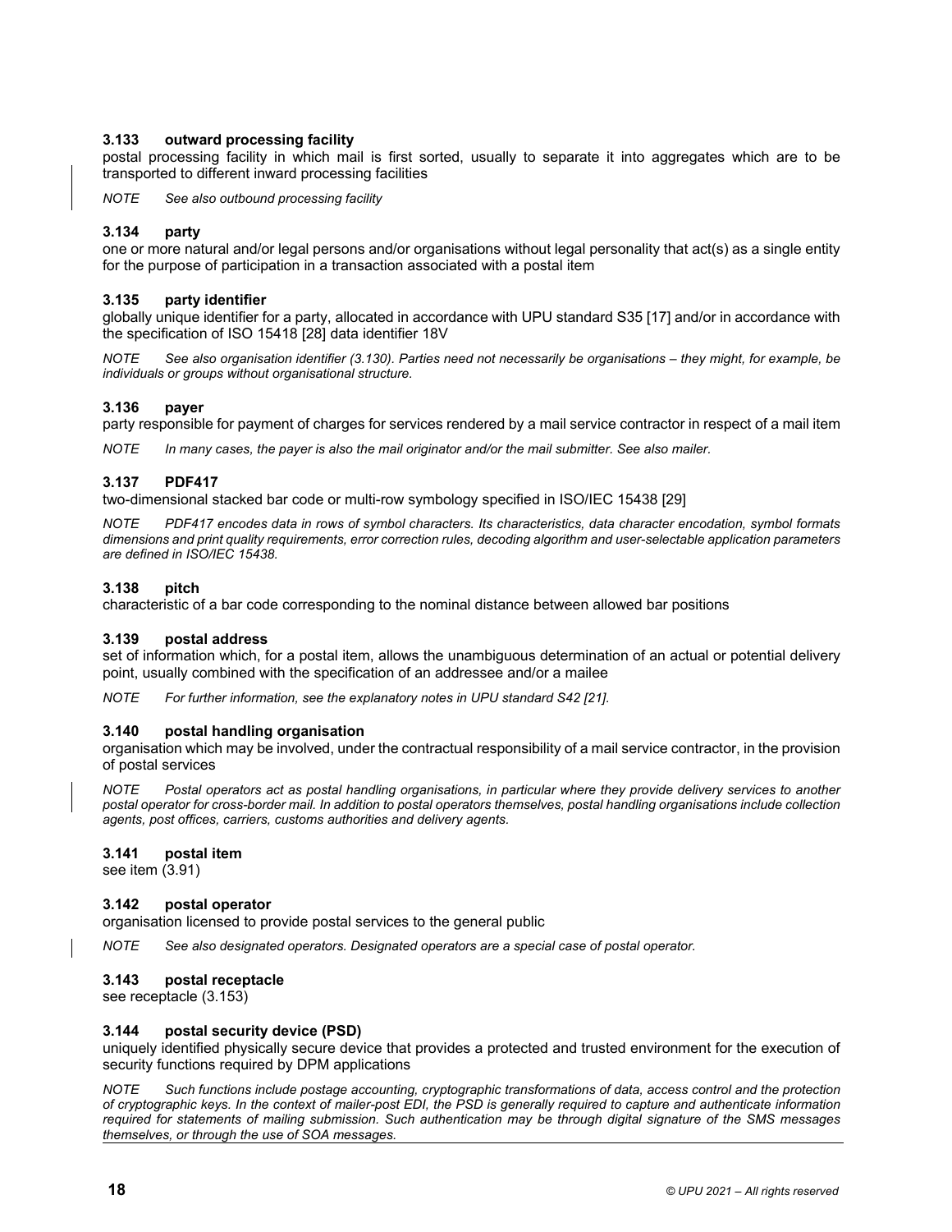### 3.133 outward processing facility

postal processing facility in which mail is first sorted, usually to separate it into aggregates which are to be transported to different inward processing facilities

*NOTE See also outbound processing facility*

### 3.134 party

one or more natural and/or legal persons and/or organisations without legal personality that act(s) as a single entity for the purpose of participation in a transaction associated with a postal item

### 3.135 party identifier

globally unique identifier for a party, allocated in accordance with UPU standard S35 [17] and/or in accordance with the specification of ISO 15418 [28] data identifier 18V

*NOTE See also organisation identifier (3.130). Parties need not necessarily be organisations – they might, for example, be individuals or groups without organisational structure.*

### 3.136 payer

party responsible for payment of charges for services rendered by a mail service contractor in respect of a mail item

*NOTE In many cases, the payer is also the mail originator and/or the mail submitter. See also mailer.*

### 3.137 PDF417

two-dimensional stacked bar code or multi-row symbology specified in ISO/IEC 15438 [29]

*NOTE PDF417 encodes data in rows of symbol characters. Its characteristics, data character encodation, symbol formats dimensions and print quality requirements, error correction rules, decoding algorithm and user-selectable application parameters are defined in ISO/IEC 15438.*

### 3.138 pitch

characteristic of a bar code corresponding to the nominal distance between allowed bar positions

### 3.139 postal address

set of information which, for a postal item, allows the unambiguous determination of an actual or potential delivery point, usually combined with the specification of an addressee and/or a mailee

*NOTE For further information, see the explanatory notes in UPU standard S42 [21].*

### 3.140 postal handling organisation

organisation which may be involved, under the contractual responsibility of a mail service contractor, in the provision of postal services

*NOTE Postal operators act as postal handling organisations, in particular where they provide delivery services to another postal operator for cross-border mail. In addition to postal operators themselves, postal handling organisations include collection agents, post offices, carriers, customs authorities and delivery agents.*

### 3.141 postal item

see item (3.91)

### 3.142 postal operator

organisation licensed to provide postal services to the general public

*NOTE See also designated operators. Designated operators are a special case of postal operator.*

### 3.143 postal receptacle

see receptacle (3.153)

### 3.144 postal security device (PSD)

uniquely identified physically secure device that provides a protected and trusted environment for the execution of security functions required by DPM applications

*NOTE Such functions include postage accounting, cryptographic transformations of data, access control and the protection of cryptographic keys. In the context of mailer-post EDI, the PSD is generally required to capture and authenticate information required for statements of mailing submission. Such authentication may be through digital signature of the SMS messages themselves, or through the use of SOA messages.*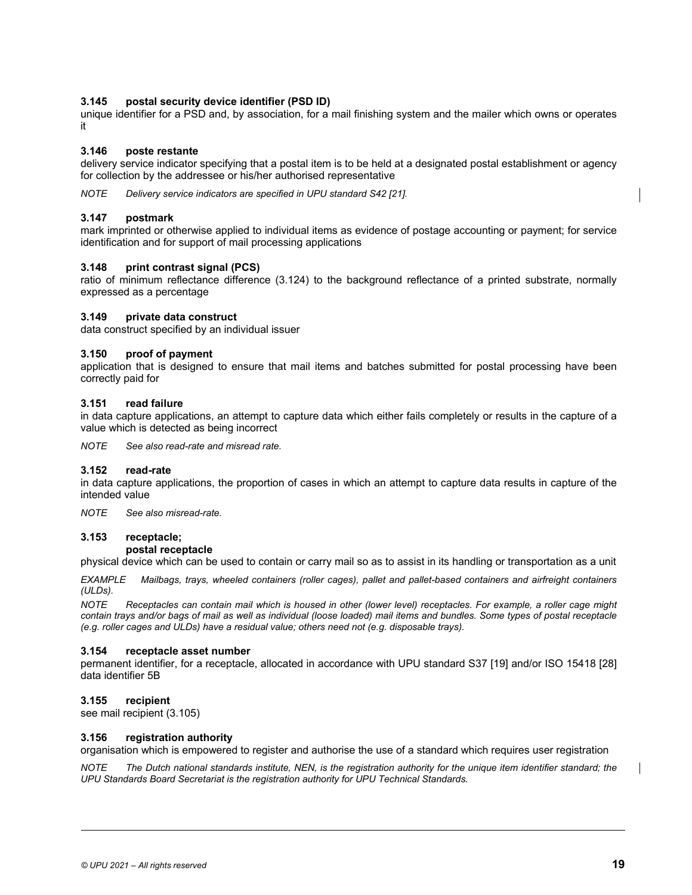### 3.145 postal security device identifier (PSD ID)

unique identifier for a PSD and, by association, for a mail finishing system and the mailer which owns or operates it

### 3.146 poste restante

delivery service indicator specifying that a postal item is to be held at a designated postal establishment or agency for collection by the addressee or his/her authorised representative

*NOTE Delivery service indicators are specified in UPU standard S42 [21].*

### 3.147 postmark

mark imprinted or otherwise applied to individual items as evidence of postage accounting or payment; for service identification and for support of mail processing applications

### 3.148 print contrast signal (PCS)

ratio of minimum reflectance difference (3.124) to the background reflectance of a printed substrate, normally expressed as a percentage

### 3.149 private data construct

data construct specified by an individual issuer

### 3.150 proof of payment

application that is designed to ensure that mail items and batches submitted for postal processing have been correctly paid for

### 3.151 read failure

in data capture applications, an attempt to capture data which either fails completely or results in the capture of a value which is detected as being incorrect

*NOTE See also read-rate and misread rate.*

### 3.152 read-rate

in data capture applications, the proportion of cases in which an attempt to capture data results in capture of the intended value

*NOTE See also misread-rate.*

### 3.153 receptacle; postal receptacle

physical device which can be used to contain or carry mail so as to assist in its handling or transportation as a unit

*EXAMPLE Mailbags, trays, wheeled containers (roller cages), pallet and pallet-based containers and airfreight containers (ULDs).*

*NOTE Receptacles can contain mail which is housed in other (lower level) receptacles. For example, a roller cage might contain trays and/or bags of mail as well as individual (loose loaded) mail items and bundles. Some types of postal receptacle (e.g. roller cages and ULDs) have a residual value; others need not (e.g. disposable trays).*

### 3.154 receptacle asset number

permanent identifier, for a receptacle, allocated in accordance with UPU standard S37 [19] and/or ISO 15418 [28] data identifier 5B

### 3.155 recipient

see mail recipient (3.105)

### 3.156 registration authority

organisation which is empowered to register and authorise the use of a standard which requires user registration

*NOTE The Dutch national standards institute, NEN, is the registration authority for the unique item identifier standard; the UPU Standards Board Secretariat is the registration authority for UPU Technical Standards.*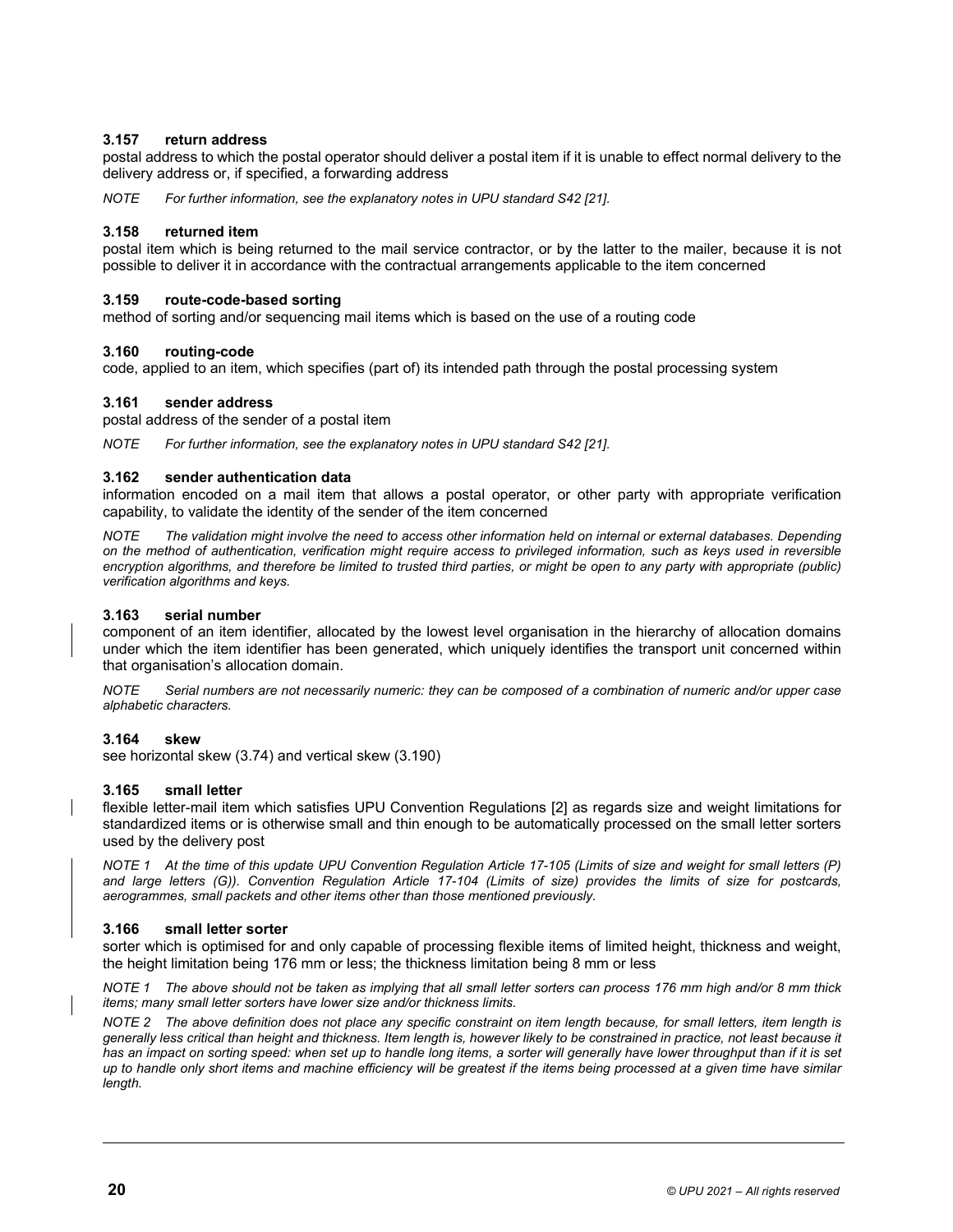### 3.157 return address

postal address to which the postal operator should deliver a postal item if it is unable to effect normal delivery to the delivery address or, if specified, a forwarding address

*NOTE For further information, see the explanatory notes in UPU standard S42 [21].*

### 3.158 returned item

postal item which is being returned to the mail service contractor, or by the latter to the mailer, because it is not possible to deliver it in accordance with the contractual arrangements applicable to the item concerned

### 3.159 route-code-based sorting

method of sorting and/or sequencing mail items which is based on the use of a routing code

### 3.160 routing-code

code, applied to an item, which specifies (part of) its intended path through the postal processing system

### 3.161 sender address

postal address of the sender of a postal item

*NOTE For further information, see the explanatory notes in UPU standard S42 [21].*

### 3.162 sender authentication data

information encoded on a mail item that allows a postal operator, or other party with appropriate verification capability, to validate the identity of the sender of the item concerned

*NOTE The validation might involve the need to access other information held on internal or external databases. Depending on the method of authentication, verification might require access to privileged information, such as keys used in reversible encryption algorithms, and therefore be limited to trusted third parties, or might be open to any party with appropriate (public) verification algorithms and keys.*

### 3.163 serial number

component of an item identifier, allocated by the lowest level organisation in the hierarchy of allocation domains under which the item identifier has been generated, which uniquely identifies the transport unit concerned within that organisation's allocation domain.

*NOTE Serial numbers are not necessarily numeric: they can be composed of a combination of numeric and/or upper case alphabetic characters.*

### 3.164 skew

see horizontal skew (3.74) and vertical skew (3.190)

### 3.165 small letter

flexible letter-mail item which satisfies UPU Convention Regulations [2] as regards size and weight limitations for standardized items or is otherwise small and thin enough to be automatically processed on the small letter sorters used by the delivery post

*NOTE 1 At the time of this update UPU Convention Regulation Article 17-105 (Limits of size and weight for small letters (P) and large letters (G)). Convention Regulation Article 17-104 (Limits of size) provides the limits of size for postcards, aerogrammes, small packets and other items other than those mentioned previously.*

### 3.166 small letter sorter

sorter which is optimised for and only capable of processing flexible items of limited height, thickness and weight, the height limitation being 176 mm or less; the thickness limitation being 8 mm or less

*NOTE 1 The above should not be taken as implying that all small letter sorters can process 176 mm high and/or 8 mm thick items; many small letter sorters have lower size and/or thickness limits.*

*NOTE 2 The above definition does not place any specific constraint on item length because, for small letters, item length is generally less critical than height and thickness. Item length is, however likely to be constrained in practice, not least because it has an impact on sorting speed: when set up to handle long items, a sorter will generally have lower throughput than if it is set up to handle only short items and machine efficiency will be greatest if the items being processed at a given time have similar length.*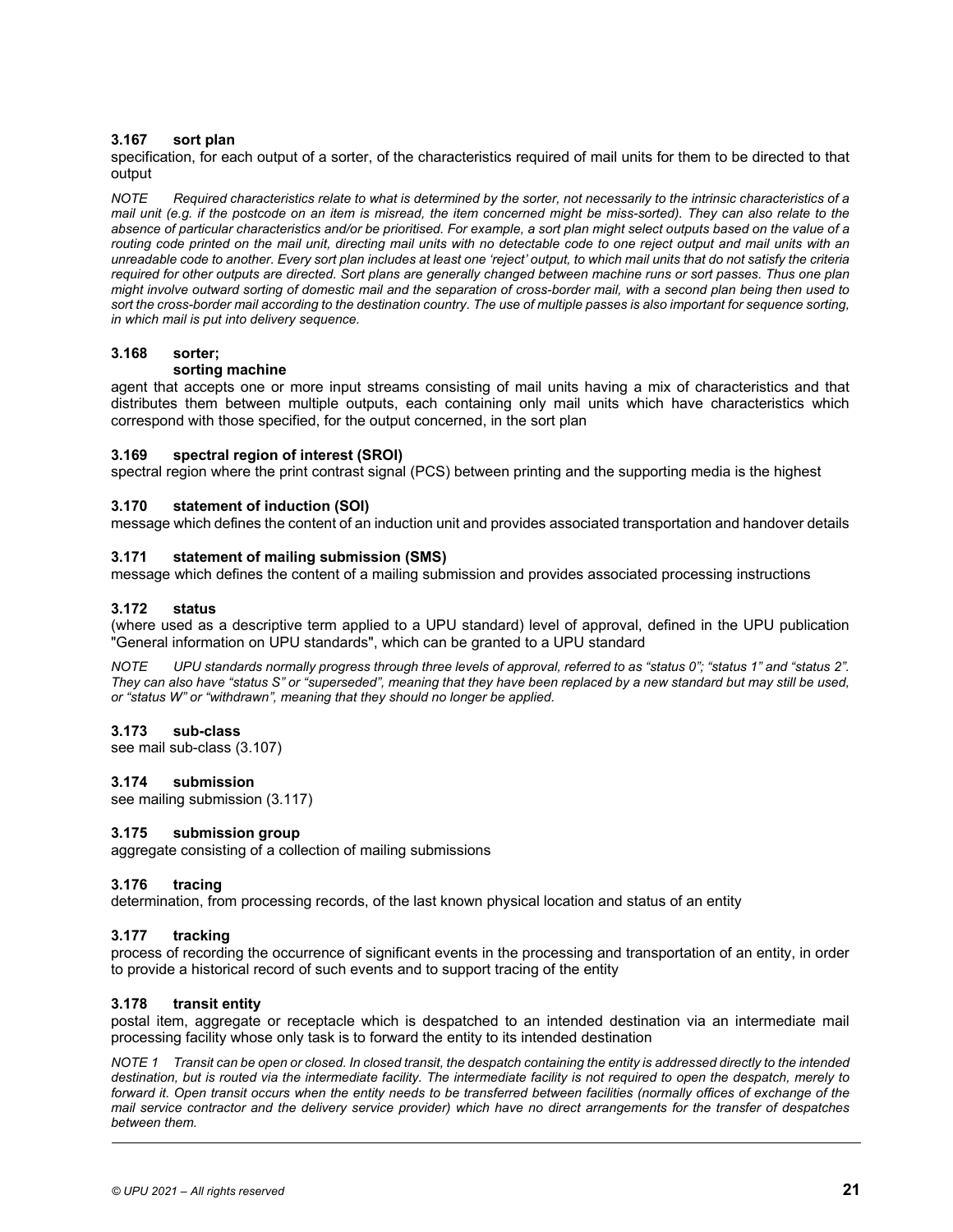### 3.167 sort plan

specification, for each output of a sorter, of the characteristics required of mail units for them to be directed to that output

*NOTE Required characteristics relate to what is determined by the sorter, not necessarily to the intrinsic characteristics of a mail unit (e.g. if the postcode on an item is misread, the item concerned might be miss-sorted). They can also relate to the absence of particular characteristics and/or be prioritised. For example, a sort plan might select outputs based on the value of a routing code printed on the mail unit, directing mail units with no detectable code to one reject output and mail units with an unreadable code to another. Every sort plan includes at least one 'reject' output, to which mail units that do not satisfy the criteria required for other outputs are directed. Sort plans are generally changed between machine runs or sort passes. Thus one plan might involve outward sorting of domestic mail and the separation of cross-border mail, with a second plan being then used to sort the cross-border mail according to the destination country. The use of multiple passes is also important for sequence sorting, in which mail is put into delivery sequence.*

### 3.168 sorter; sorting machine

agent that accepts one or more input streams consisting of mail units having a mix of characteristics and that distributes them between multiple outputs, each containing only mail units which have characteristics which correspond with those specified, for the output concerned, in the sort plan

### 3.169 spectral region of interest (SROI)

spectral region where the print contrast signal (PCS) between printing and the supporting media is the highest

### 3.170 statement of induction (SOI)

message which defines the content of an induction unit and provides associated transportation and handover details

### 3.171 statement of mailing submission (SMS)

message which defines the content of a mailing submission and provides associated processing instructions

### 3.172 status

(where used as a descriptive term applied to a UPU standard) level of approval, defined in the UPU publication "General information on UPU standards", which can be granted to a UPU standard

*NOTE UPU standards normally progress through three levels of approval, referred to as "status 0"; "status 1" and "status 2". They can also have "status S" or "superseded", meaning that they have been replaced by a new standard but may still be used, or "status W" or "withdrawn", meaning that they should no longer be applied.*

### 3.173 sub-class

see mail sub-class (3.107)

### 3.174 submission

see mailing submission (3.117)

### 3.175 submission group

aggregate consisting of a collection of mailing submissions

### 3.176 tracing

determination, from processing records, of the last known physical location and status of an entity

### 3.177 tracking

process of recording the occurrence of significant events in the processing and transportation of an entity, in order to provide a historical record of such events and to support tracing of the entity

### 3.178 transit entity

postal item, aggregate or receptacle which is despatched to an intended destination via an intermediate mail processing facility whose only task is to forward the entity to its intended destination

*NOTE 1 Transit can be open or closed. In closed transit, the despatch containing the entity is addressed directly to the intended destination, but is routed via the intermediate facility. The intermediate facility is not required to open the despatch, merely to forward it. Open transit occurs when the entity needs to be transferred between facilities (normally offices of exchange of the mail service contractor and the delivery service provider) which have no direct arrangements for the transfer of despatches between them.*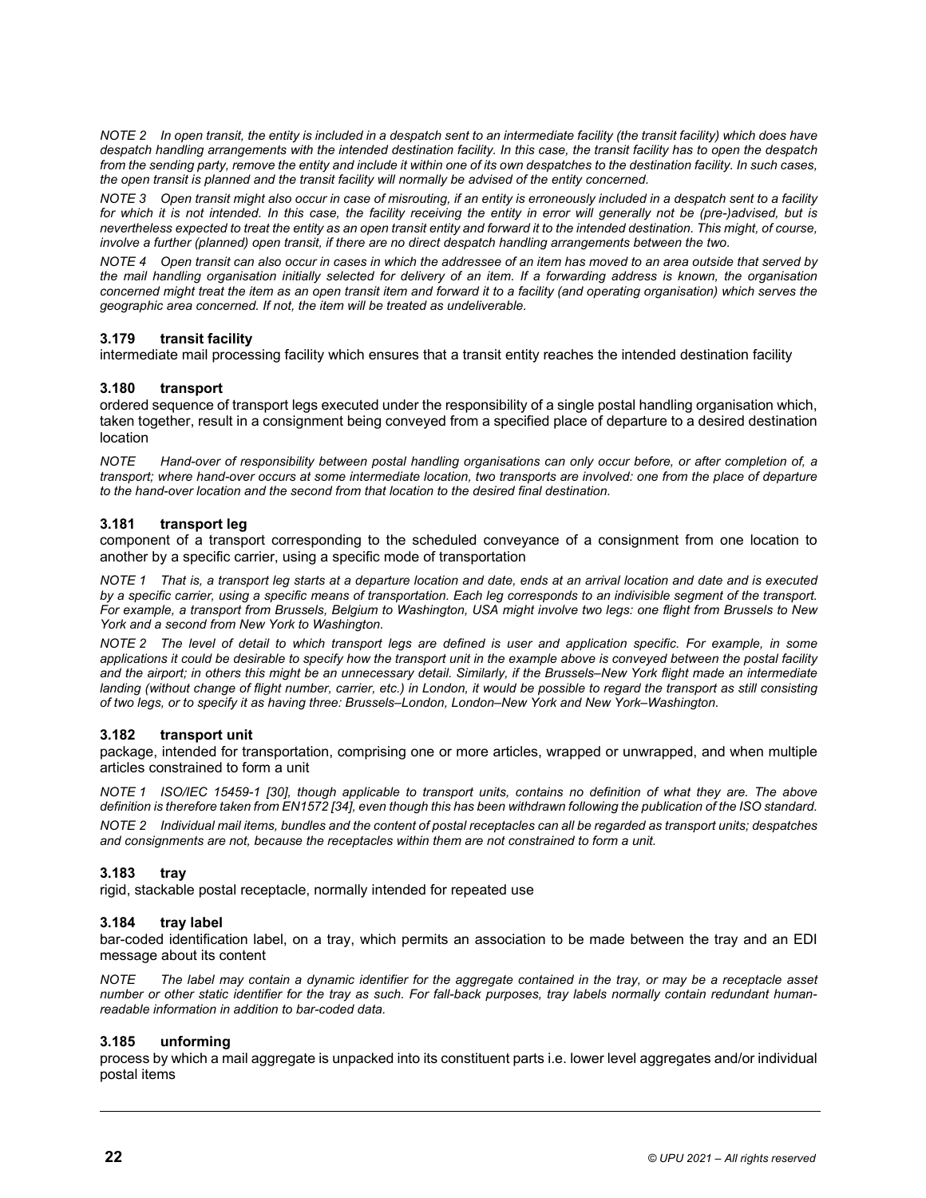*NOTE 2 In open transit, the entity is included in a despatch sent to an intermediate facility (the transit facility) which does have despatch handling arrangements with the intended destination facility. In this case, the transit facility has to open the despatch from the sending party, remove the entity and include it within one of its own despatches to the destination facility. In such cases, the open transit is planned and the transit facility will normally be advised of the entity concerned.*

*NOTE 3 Open transit might also occur in case of misrouting, if an entity is erroneously included in a despatch sent to a facility for which it is not intended. In this case, the facility receiving the entity in error will generally not be (pre-)advised, but is nevertheless expected to treat the entity as an open transit entity and forward it to the intended destination. This might, of course, involve a further (planned) open transit, if there are no direct despatch handling arrangements between the two.*

*NOTE 4 Open transit can also occur in cases in which the addressee of an item has moved to an area outside that served by the mail handling organisation initially selected for delivery of an item. If a forwarding address is known, the organisation concerned might treat the item as an open transit item and forward it to a facility (and operating organisation) which serves the geographic area concerned. If not, the item will be treated as undeliverable.*

### 3.179 transit facility

intermediate mail processing facility which ensures that a transit entity reaches the intended destination facility

### 3.180 transport

ordered sequence of transport legs executed under the responsibility of a single postal handling organisation which, taken together, result in a consignment being conveyed from a specified place of departure to a desired destination location

*NOTE Hand-over of responsibility between postal handling organisations can only occur before, or after completion of, a transport; where hand-over occurs at some intermediate location, two transports are involved: one from the place of departure to the hand-over location and the second from that location to the desired final destination.*

### 3.181 transport leg

component of a transport corresponding to the scheduled conveyance of a consignment from one location to another by a specific carrier, using a specific mode of transportation

*NOTE 1 That is, a transport leg starts at a departure location and date, ends at an arrival location and date and is executed by a specific carrier, using a specific means of transportation. Each leg corresponds to an indivisible segment of the transport. For example, a transport from Brussels, Belgium to Washington, USA might involve two legs: one flight from Brussels to New York and a second from New York to Washington.*

*NOTE 2 The level of detail to which transport legs are defined is user and application specific. For example, in some applications it could be desirable to specify how the transport unit in the example above is conveyed between the postal facility and the airport; in others this might be an unnecessary detail. Similarly, if the Brussels–New York flight made an intermediate landing (without change of flight number, carrier, etc.) in London, it would be possible to regard the transport as still consisting of two legs, or to specify it as having three: Brussels–London, London–New York and New York–Washington.*

### 3.182 transport unit

package, intended for transportation, comprising one or more articles, wrapped or unwrapped, and when multiple articles constrained to form a unit

*NOTE 1 ISO/IEC 15459-1 [30], though applicable to transport units, contains no definition of what they are. The above definition is therefore taken from EN1572 [34], even though this has been withdrawn following the publication of the ISO standard.*

*NOTE 2 Individual mail items, bundles and the content of postal receptacles can all be regarded as transport units; despatches and consignments are not, because the receptacles within them are not constrained to form a unit.*

### 3.183 tray

rigid, stackable postal receptacle, normally intended for repeated use

### 3.184 tray label

bar-coded identification label, on a tray, which permits an association to be made between the tray and an EDI message about its content

*NOTE The label may contain a dynamic identifier for the aggregate contained in the tray, or may be a receptacle asset number or other static identifier for the tray as such. For fall-back purposes, tray labels normally contain redundant human-readable information in addition to bar-coded data.*

### 3.185 unforming

process by which a mail aggregate is unpacked into its constituent parts i.e. lower level aggregates and/or individual postal items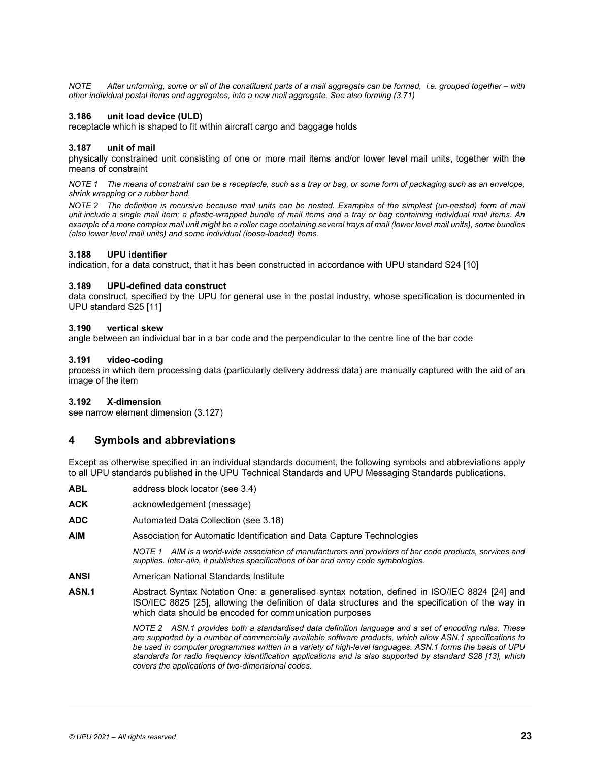*NOTE After unforming, some or all of the constituent parts of a mail aggregate can be formed, i.e. grouped together – with other individual postal items and aggregates, into a new mail aggregate. See also forming (3.71)*

### 3.186 unit load device (ULD)

receptacle which is shaped to fit within aircraft cargo and baggage holds

### 3.187 unit of mail

physically constrained unit consisting of one or more mail items and/or lower level mail units, together with the means of constraint

*NOTE 1 The means of constraint can be a receptacle, such as a tray or bag, or some form of packaging such as an envelope, shrink wrapping or a rubber band.*

*NOTE 2 The definition is recursive because mail units can be nested. Examples of the simplest (un-nested) form of mail unit include a single mail item; a plastic-wrapped bundle of mail items and a tray or bag containing individual mail items. An example of a more complex mail unit might be a roller cage containing several trays of mail (lower level mail units), some bundles (also lower level mail units) and some individual (loose-loaded) items.*

### 3.188 UPU identifier

indication, for a data construct, that it has been constructed in accordance with UPU standard S24 [10]

### 3.189 UPU-defined data construct

data construct, specified by the UPU for general use in the postal industry, whose specification is documented in UPU standard S25 [11]

### 3.190 vertical skew

angle between an individual bar in a bar code and the perpendicular to the centre line of the bar code

### 3.191 video-coding

process in which item processing data (particularly delivery address data) are manually captured with the aid of an image of the item

### 3.192 X-dimension

see narrow element dimension (3.127)

## 4 Symbols and abbreviations

Except as otherwise specified in an individual standards document, the following symbols and abbreviations apply to all UPU standards published in the UPU Technical Standards and UPU Messaging Standards publications.

**ABL** address block locator (see 3.4)

**ACK** acknowledgement (message)

**ADC** Automated Data Collection (see 3.18)

**AIM** Association for Automatic Identification and Data Capture Technologies

*NOTE 1 AIM is a world-wide association of manufacturers and providers of bar code products, services and supplies. Inter-alia, it publishes specifications of bar and array code symbologies.*

**ANSI** American National Standards Institute

**ASN.1** Abstract Syntax Notation One: a generalised syntax notation, defined in ISO/IEC 8824 [24] and ISO/IEC 8825 [25], allowing the definition of data structures and the specification of the way in which data should be encoded for communication purposes

*NOTE 2 ASN.1 provides both a standardised data definition language and a set of encoding rules. These are supported by a number of commercially available software products, which allow ASN.1 specifications to be used in computer programmes written in a variety of high-level languages. ASN.1 forms the basis of UPU standards for radio frequency identification applications and is also supported by standard S28 [13], which covers the applications of two-dimensional codes.*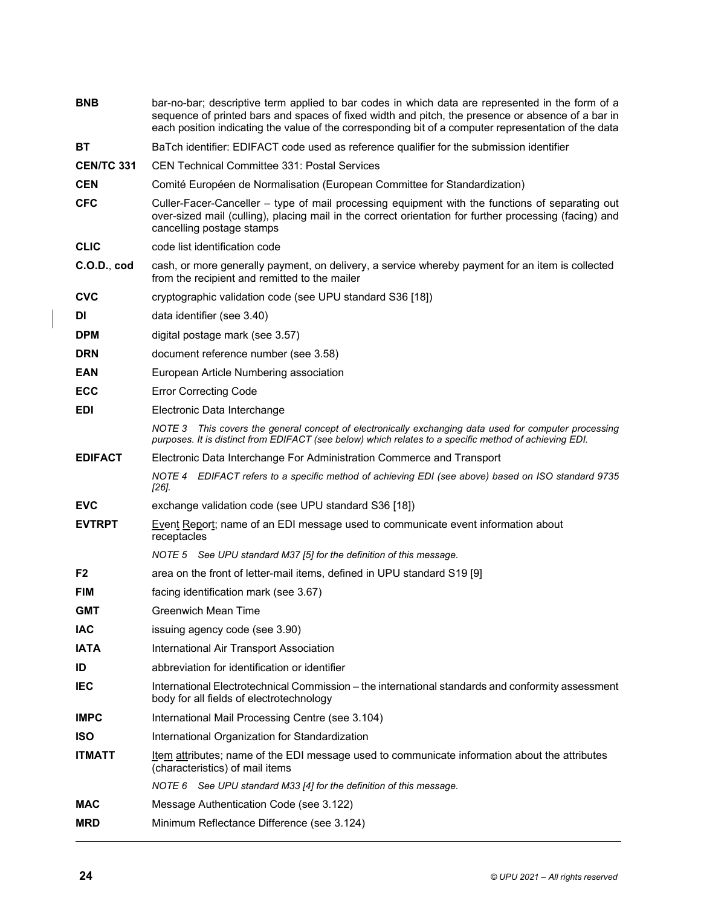**BNB** bar-no-bar; descriptive term applied to bar codes in which data are represented in the form of a sequence of printed bars and spaces of fixed width and pitch, the presence or absence of a bar in each position indicating the value of the corresponding bit of a computer representation of the data

**BT** BaTch identifier: EDIFACT code used as reference qualifier for the submission identifier

**CEN/TC 331** CEN Technical Committee 331: Postal Services

**CEN** Comité Européen de Normalisation (European Committee for Standardization)

**CFC** Culler-Facer-Canceller – type of mail processing equipment with the functions of separating out over-sized mail (culling), placing mail in the correct orientation for further processing (facing) and cancelling postage stamps

**CLIC** code list identification code

**C.O.D.**, **cod** cash, or more generally payment, on delivery, a service whereby payment for an item is collected from the recipient and remitted to the mailer

**CVC** cryptographic validation code (see UPU standard S36 [18])

**DI** data identifier (see 3.40)

**DPM** digital postage mark (see 3.57)

**DRN** document reference number (see 3.58)

**EAN** European Article Numbering association

**ECC** Error Correcting Code

**EDI** Electronic Data Interchange

*NOTE 3 This covers the general concept of electronically exchanging data used for computer processing purposes. It is distinct from EDIFACT (see below) which relates to a specific method of achieving EDI.*

**EDIFACT** Electronic Data Interchange For Administration Commerce and Transport

*NOTE 4 EDIFACT refers to a specific method of achieving EDI (see above) based on ISO standard 9735 [26].*

**EVC** exchange validation code (see UPU standard S36 [18])

**EVTRPT** Event Report; name of an EDI message used to communicate event information about receptacles

*NOTE 5 See UPU standard M37 [5] for the definition of this message.*

**F2** area on the front of letter-mail items, defined in UPU standard S19 [9]

**FIM** facing identification mark (see 3.67)

**GMT** Greenwich Mean Time

**IAC** issuing agency code (see 3.90)

**IATA** International Air Transport Association

**ID** abbreviation for identification or identifier

**IEC** International Electrotechnical Commission – the international standards and conformity assessment body for all fields of electrotechnology

**IMPC** International Mail Processing Centre (see 3.104)

**ISO** International Organization for Standardization

**ITMATT** Item attributes; name of the EDI message used to communicate information about the attributes (characteristics) of mail items

*NOTE 6 See UPU standard M33 [4] for the definition of this message.*

**MAC** Message Authentication Code (see 3.122)

**MRD** Minimum Reflectance Difference (see 3.124)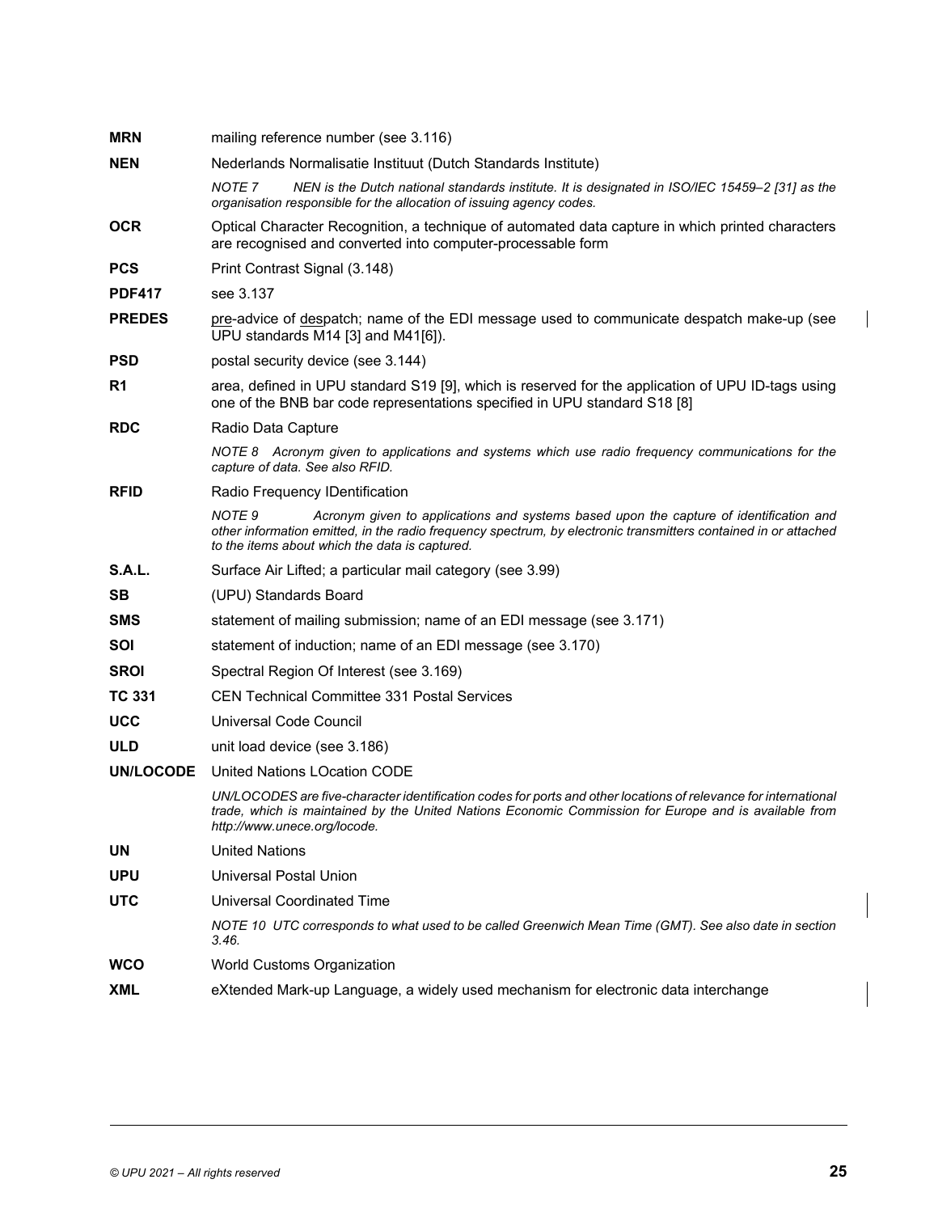**MRN** mailing reference number (see 3.116)

**NEN** Nederlands Normalisatie Instituut (Dutch Standards Institute)

*NOTE 7 NEN is the Dutch national standards institute. It is designated in ISO/IEC 15459–2 [31] as the organisation responsible for the allocation of issuing agency codes.*

**OCR** Optical Character Recognition, a technique of automated data capture in which printed characters are recognised and converted into computer-processable form

**PCS** Print Contrast Signal (3.148)

**PDF417** see 3.137

**PREDES** pre-advice of despatch; name of the EDI message used to communicate despatch make-up (see UPU standards M14 [3] and M41[6]).

**PSD** postal security device (see 3.144)

**R1** area, defined in UPU standard S19 [9], which is reserved for the application of UPU ID-tags using one of the BNB bar code representations specified in UPU standard S18 [8]

**RDC** Radio Data Capture

*NOTE 8 Acronym given to applications and systems which use radio frequency communications for the capture of data. See also RFID.*

**RFID** Radio Frequency IDentification

*NOTE 9 Acronym given to applications and systems based upon the capture of identification and other information emitted, in the radio frequency spectrum, by electronic transmitters contained in or attached to the items about which the data is captured.*

**S.A.L.** Surface Air Lifted; a particular mail category (see 3.99)

**SB** (UPU) Standards Board

**SMS** statement of mailing submission; name of an EDI message (see 3.171)

**SOI** statement of induction; name of an EDI message (see 3.170)

**SROI** Spectral Region Of Interest (see 3.169)

**TC 331** CEN Technical Committee 331 Postal Services

**UCC** Universal Code Council

**ULD** unit load device (see 3.186)

**UN/LOCODE** United Nations LOcation CODE

*UN/LOCODES are five-character identification codes for ports and other locations of relevance for international trade, which is maintained by the United Nations Economic Commission for Europe and is available from http://www.unece.org/locode.*

**UN** United Nations

**UPU** Universal Postal Union

**UTC** Universal Coordinated Time

*NOTE 10 UTC corresponds to what used to be called Greenwich Mean Time (GMT). See also date in section 3.46.*

**WCO** World Customs Organization

**XML** eXtended Mark-up Language, a widely used mechanism for electronic data interchange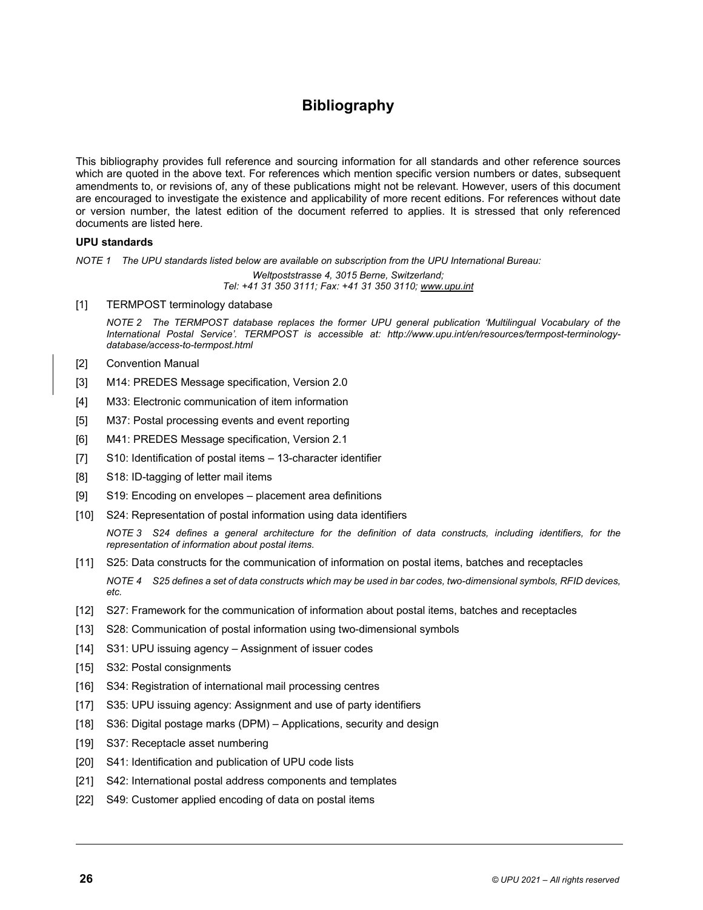# Bibliography

This bibliography provides full reference and sourcing information for all standards and other reference sources which are quoted in the above text. For references which mention specific version numbers or dates, subsequent amendments to, or revisions of, any of these publications might not be relevant. However, users of this document are encouraged to investigate the existence and applicability of more recent editions. For references without date or version number, the latest edition of the document referred to applies. It is stressed that only referenced documents are listed here.

**UPU standards**

*NOTE 1 The UPU standards listed below are available on subscription from the UPU International Bureau:*

*Weltpoststrasse 4, 3015 Berne, Switzerland;*
*Tel: +41 31 350 3111; Fax: +41 31 350 3110; www.upu.int*

[1] TERMPOST terminology database

*NOTE 2 The TERMPOST database replaces the former UPU general publication 'Multilingual Vocabulary of the International Postal Service'. TERMPOST is accessible at: http://www.upu.int/en/resources/termpost-terminology-database/access-to-termpost.html*

[2] Convention Manual

[3] M14: PREDES Message specification, Version 2.0

[4] M33: Electronic communication of item information

[5] M37: Postal processing events and event reporting

[6] M41: PREDES Message specification, Version 2.1

[7] S10: Identification of postal items – 13-character identifier

[8] S18: ID-tagging of letter mail items

[9] S19: Encoding on envelopes – placement area definitions

[10] S24: Representation of postal information using data identifiers

*NOTE 3 S24 defines a general architecture for the definition of data constructs, including identifiers, for the representation of information about postal items.*

[11] S25: Data constructs for the communication of information on postal items, batches and receptacles

*NOTE 4 S25 defines a set of data constructs which may be used in bar codes, two-dimensional symbols, RFID devices, etc.*

[12] S27: Framework for the communication of information about postal items, batches and receptacles

[13] S28: Communication of postal information using two-dimensional symbols

[14] S31: UPU issuing agency – Assignment of issuer codes

[15] S32: Postal consignments

[16] S34: Registration of international mail processing centres

[17] S35: UPU issuing agency: Assignment and use of party identifiers

[18] S36: Digital postage marks (DPM) – Applications, security and design

[19] S37: Receptacle asset numbering

[20] S41: Identification and publication of UPU code lists

[21] S42: International postal address components and templates

[22] S49: Customer applied encoding of data on postal items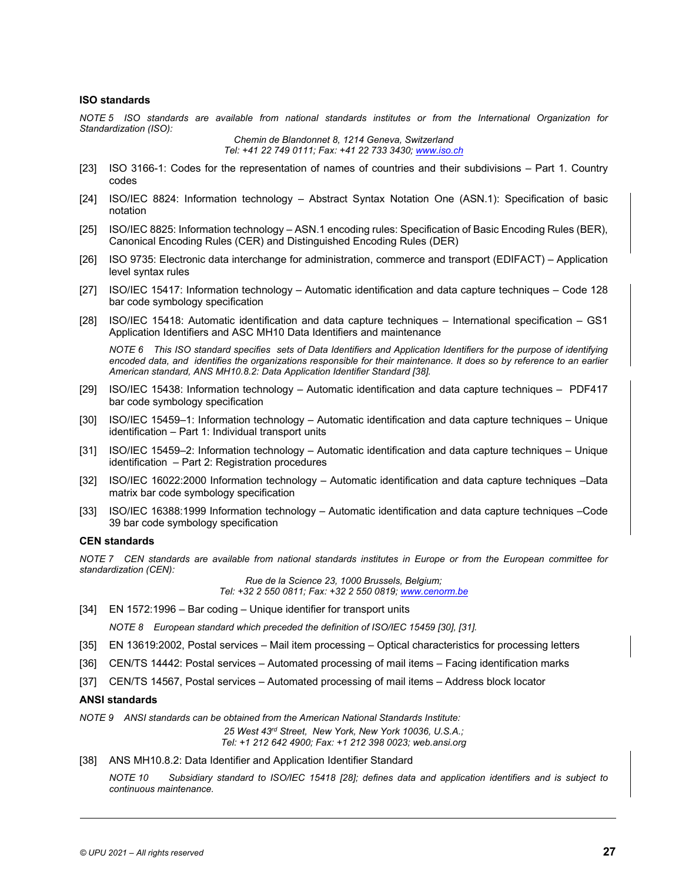**ISO standards**

*NOTE 5 ISO standards are available from national standards institutes or from the International Organization for Standardization (ISO):*

*Chemin de Blandonnet 8, 1214 Geneva, Switzerland*
*Tel: +41 22 749 0111; Fax: +41 22 733 3430; www.iso.ch*

[23] ISO 3166-1: Codes for the representation of names of countries and their subdivisions – Part 1. Country codes

[24] ISO/IEC 8824: Information technology – Abstract Syntax Notation One (ASN.1): Specification of basic notation

[25] ISO/IEC 8825: Information technology – ASN.1 encoding rules: Specification of Basic Encoding Rules (BER), Canonical Encoding Rules (CER) and Distinguished Encoding Rules (DER)

[26] ISO 9735: Electronic data interchange for administration, commerce and transport (EDIFACT) – Application level syntax rules

[27] ISO/IEC 15417: Information technology – Automatic identification and data capture techniques – Code 128 bar code symbology specification

[28] ISO/IEC 15418: Automatic identification and data capture techniques – International specification – GS1 Application Identifiers and ASC MH10 Data Identifiers and maintenance

*NOTE 6 This ISO standard specifies sets of Data Identifiers and Application Identifiers for the purpose of identifying encoded data, and identifies the organizations responsible for their maintenance. It does so by reference to an earlier American standard, ANS MH10.8.2: Data Application Identifier Standard [38].*

[29] ISO/IEC 15438: Information technology – Automatic identification and data capture techniques – PDF417 bar code symbology specification

[30] ISO/IEC 15459–1: Information technology – Automatic identification and data capture techniques – Unique identification – Part 1: Individual transport units

[31] ISO/IEC 15459–2: Information technology – Automatic identification and data capture techniques – Unique identification – Part 2: Registration procedures

[32] ISO/IEC 16022:2000 Information technology – Automatic identification and data capture techniques –Data matrix bar code symbology specification

[33] ISO/IEC 16388:1999 Information technology – Automatic identification and data capture techniques –Code 39 bar code symbology specification

**CEN standards**

*NOTE 7 CEN standards are available from national standards institutes in Europe or from the European committee for standardization (CEN):*

*Rue de la Science 23, 1000 Brussels, Belgium;*
*Tel: +32 2 550 0811; Fax: +32 2 550 0819; www.cenorm.be*

[34] EN 1572:1996 – Bar coding – Unique identifier for transport units

*NOTE 8 European standard which preceded the definition of ISO/IEC 15459 [30], [31].*

[35] EN 13619:2002, Postal services – Mail item processing – Optical characteristics for processing letters

[36] CEN/TS 14442: Postal services – Automated processing of mail items – Facing identification marks

[37] CEN/TS 14567, Postal services – Automated processing of mail items – Address block locator

**ANSI standards**

*NOTE 9 ANSI standards can be obtained from the American National Standards Institute:*

*25 West 43rd Street, New York, New York 10036, U.S.A.;*
*Tel: +1 212 642 4900; Fax: +1 212 398 0023; web.ansi.org*

[38] ANS MH10.8.2: Data Identifier and Application Identifier Standard

*NOTE 10 Subsidiary standard to ISO/IEC 15418 [28]; defines data and application identifiers and is subject to continuous maintenance.*